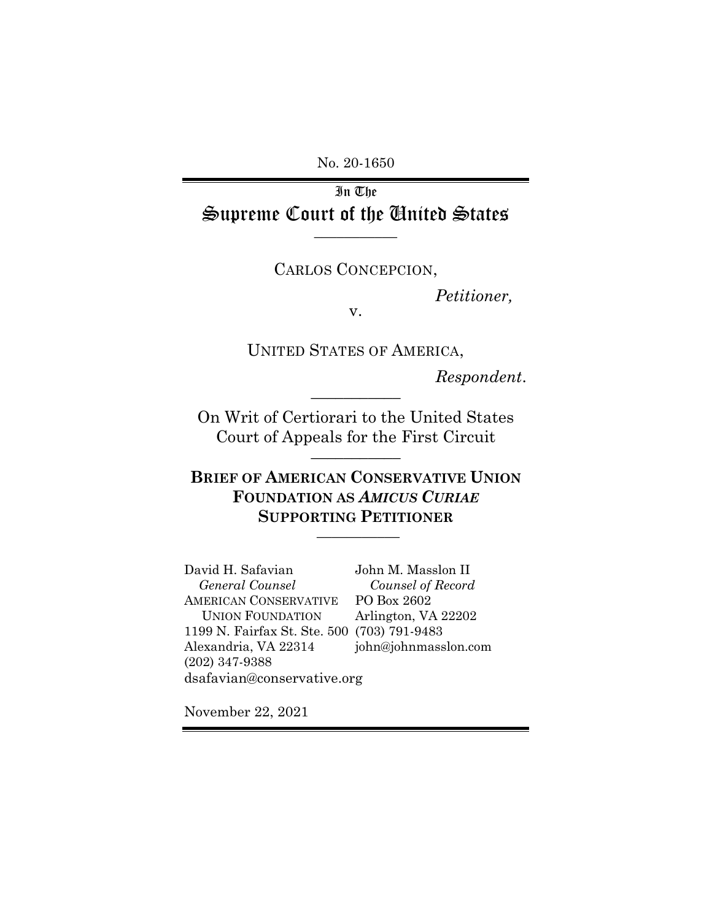No. 20-1650

In The

# Supreme Court of the United States

---

CARLOS CONCEPCION,

*Petitioner,*

v.

UNITED STATES OF AMERICA,

*Respondent.*

---

On Writ of Certiorari to the United States Court of Appeals for the First Circuit

---

**BRIEF OF AMERICAN CONSERVATIVE UNION FOUNDATION AS *AMICUS CURIAE* SUPPORTING PETITIONER**

---

David H. Safavian
*General Counsel*
AMERICAN CONSERVATIVE UNION FOUNDATION
1199 N. Fairfax St. Ste. 500
Alexandria, VA 22314
(202) 347-9388
dsafavian@conservative.org

John M. Masslon II
*Counsel of Record*
PO Box 2602
Arlington, VA 22202
(703) 791-9483
john@johnmasslon.com

November 22, 2021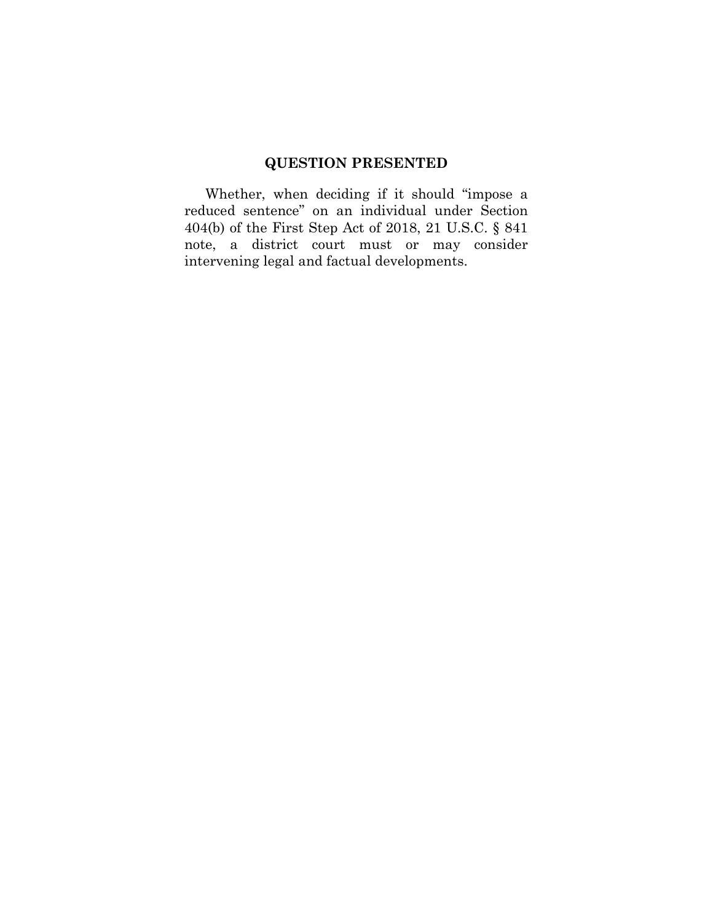## QUESTION PRESENTED

Whether, when deciding if it should "impose a reduced sentence" on an individual under Section 404(b) of the First Step Act of 2018, 21 U.S.C. § 841 note, a district court must or may consider intervening legal and factual developments.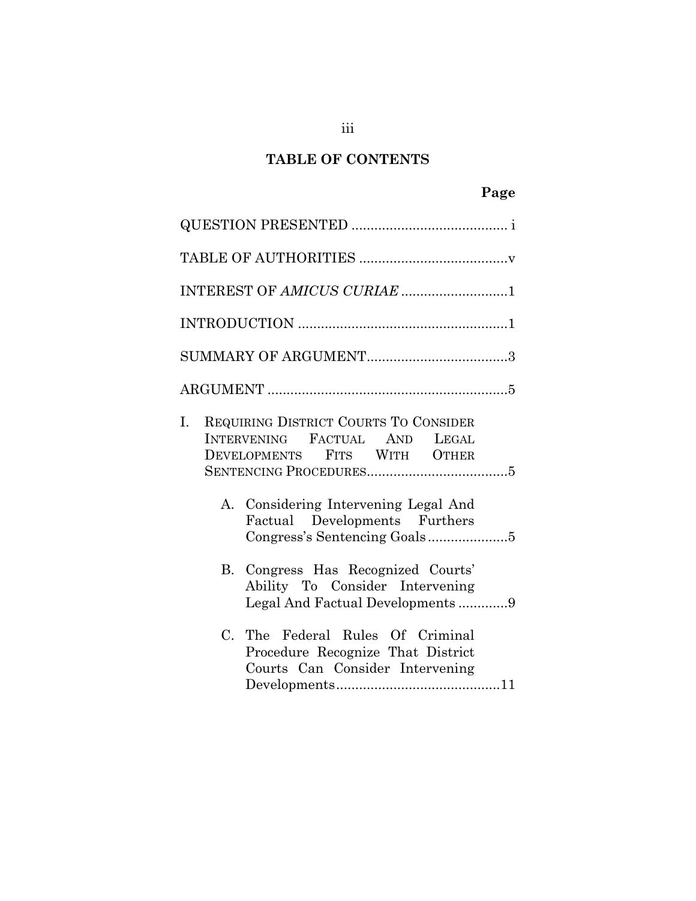## TABLE OF CONTENTS

| | Page |
|---|---|
| QUESTION PRESENTED | i |
| TABLE OF AUTHORITIES | v |
| INTEREST OF *AMICUS CURIAE* | 1 |
| INTRODUCTION | 1 |
| SUMMARY OF ARGUMENT | 3 |
| ARGUMENT | 5 |
| I. REQUIRING DISTRICT COURTS TO CONSIDER INTERVENING FACTUAL AND LEGAL DEVELOPMENTS FITS WITH OTHER SENTENCING PROCEDURES | 5 |
| A. Considering Intervening Legal And Factual Developments Furthers Congress's Sentencing Goals | 5 |
| B. Congress Has Recognized Courts' Ability To Consider Intervening Legal And Factual Developments | 9 |
| C. The Federal Rules Of Criminal Procedure Recognize That District Courts Can Consider Intervening Developments | 11 |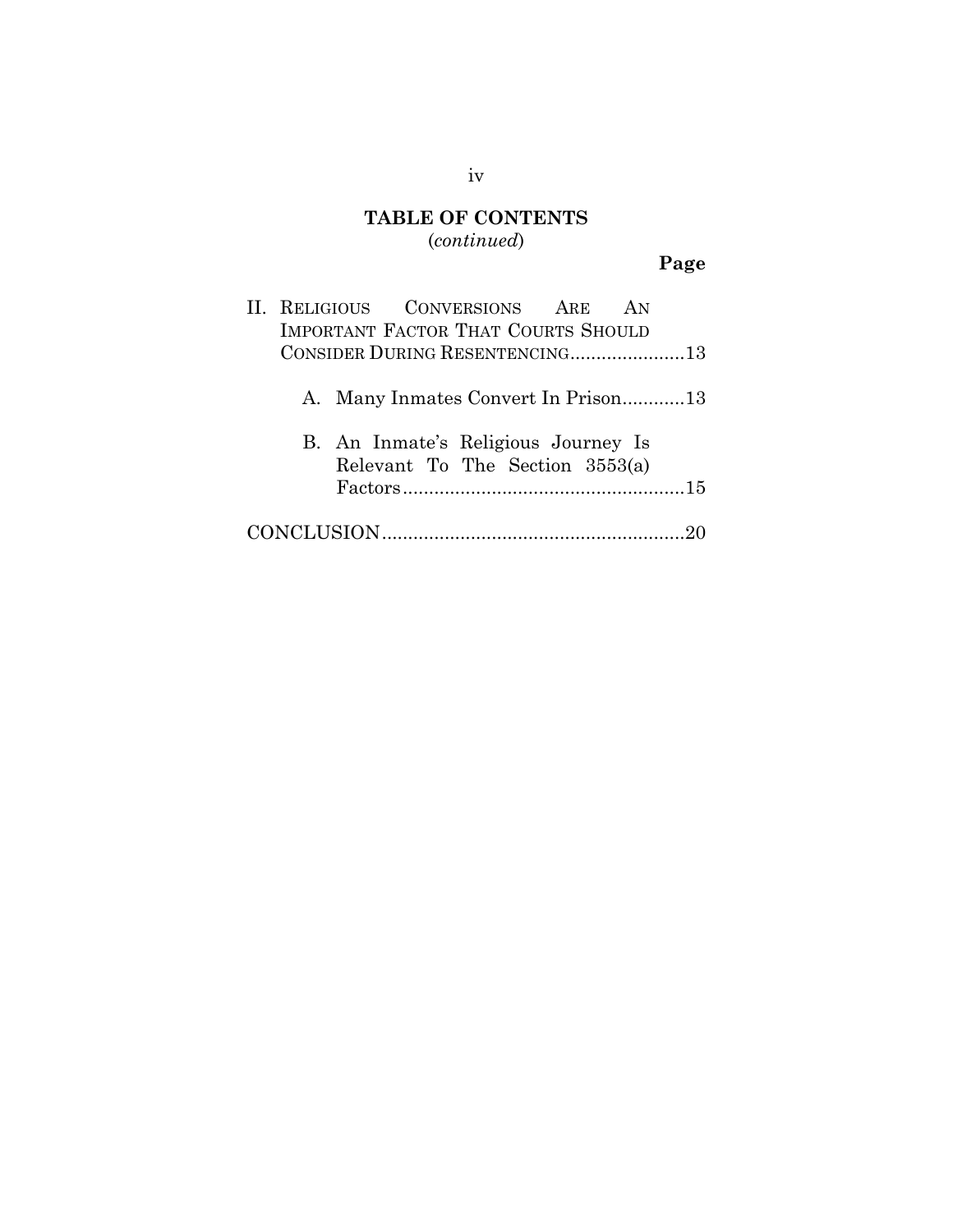## TABLE OF CONTENTS

(*continued*)

**Page**

II. RELIGIOUS CONVERSIONS ARE AN IMPORTANT FACTOR THAT COURTS SHOULD CONSIDER DURING RESENTENCING......................13

A. Many Inmates Convert In Prison............13

B. An Inmate's Religious Journey Is Relevant To The Section 3553(a) Factors......................................................15

CONCLUSION..........................................................20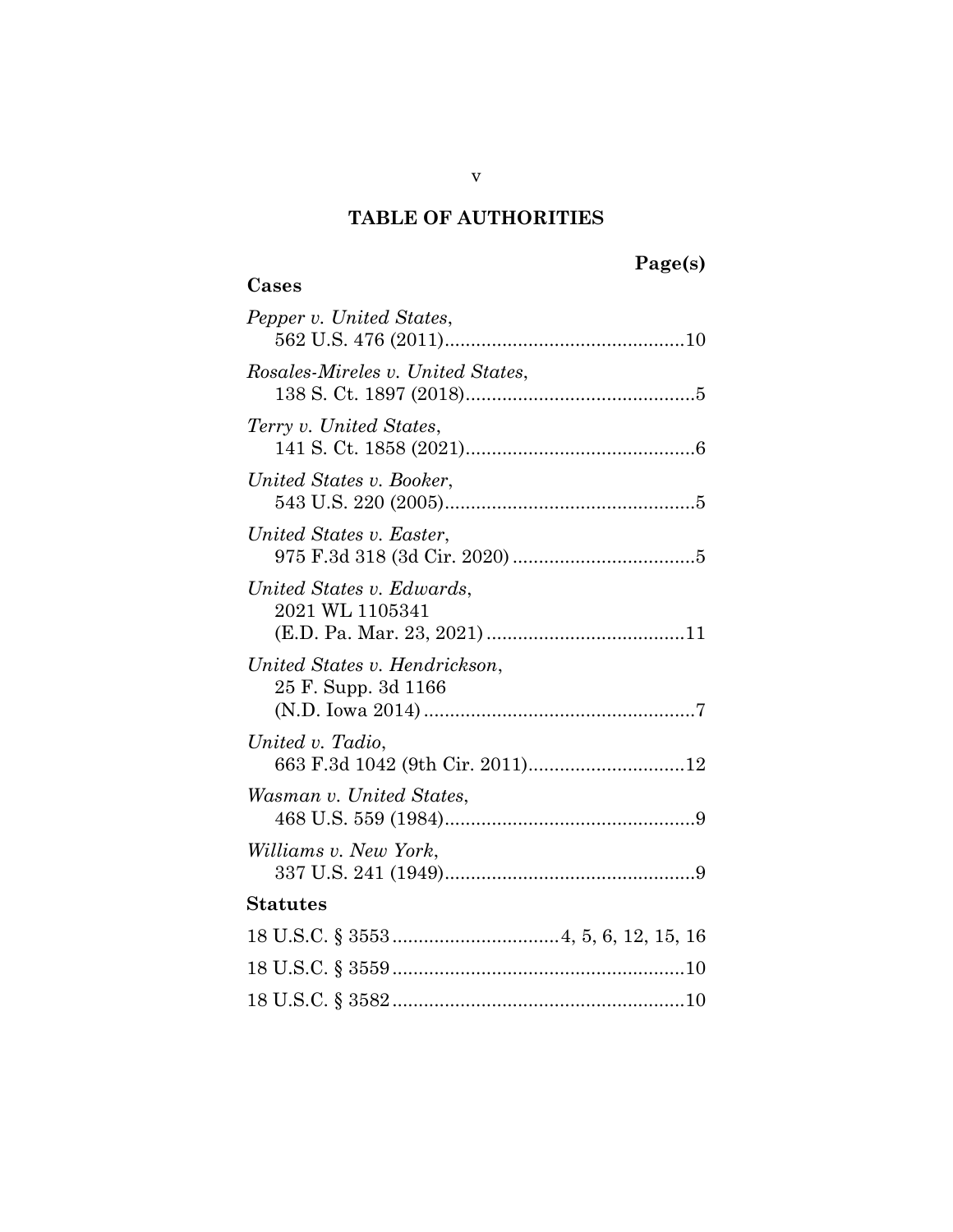# TABLE OF AUTHORITIES

**Page(s)**

## Cases

*Pepper v. United States*,
562 U.S. 476 (2011) .............................................. 10

*Rosales-Mireles v. United States*,
138 S. Ct. 1897 (2018) ............................................ 5

*Terry v. United States*,
141 S. Ct. 1858 (2021) ............................................ 6

*United States v. Booker*,
543 U.S. 220 (2005) ................................................ 5

*United States v. Easter*,
975 F.3d 318 (3d Cir. 2020) ................................... 5

*United States v. Edwards*,
2021 WL 1105341
(E.D. Pa. Mar. 23, 2021) ...................................... 11

*United States v. Hendrickson*,
25 F. Supp. 3d 1166
(N.D. Iowa 2014) .................................................... 7

*United v. Tadio*,
663 F.3d 1042 (9th Cir. 2011) .............................. 12

*Wasman v. United States*,
468 U.S. 559 (1984) ................................................ 9

*Williams v. New York*,
337 U.S. 241 (1949) ................................................ 9

## Statutes

18 U.S.C. § 3553 ................................ 4, 5, 6, 12, 15, 16

18 U.S.C. § 3559 ........................................................ 10

18 U.S.C. § 3582 ........................................................ 10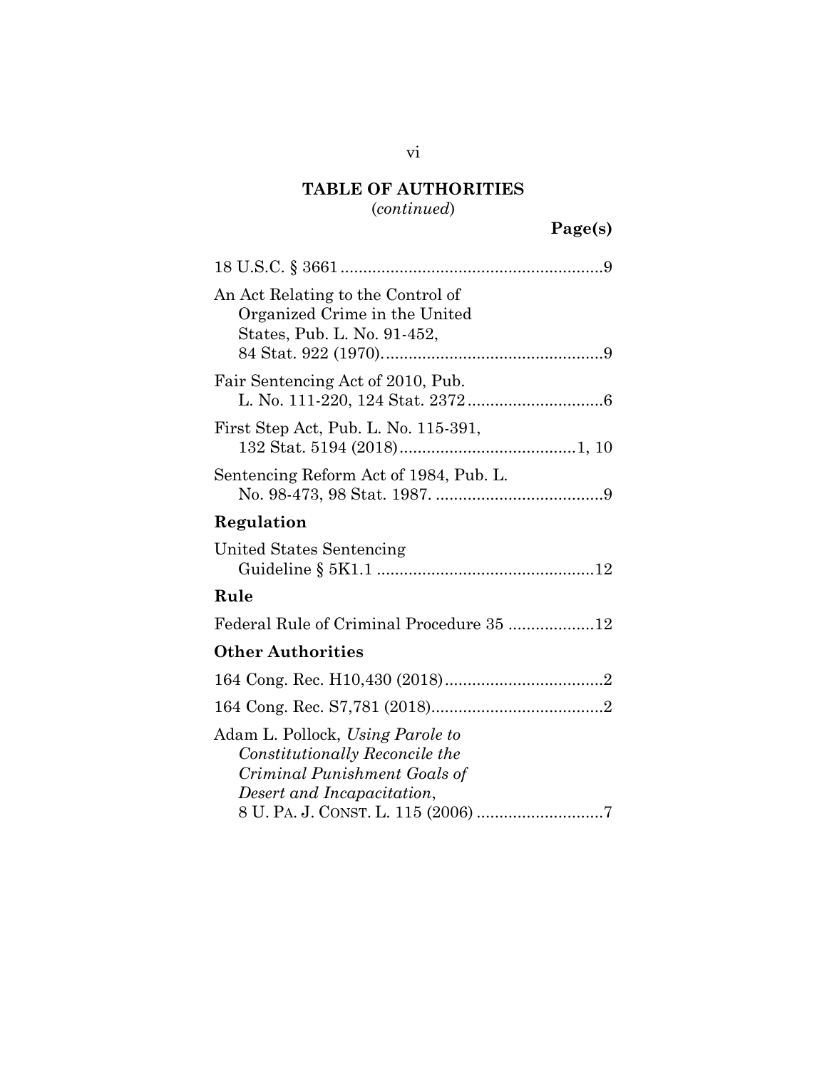## TABLE OF AUTHORITIES

(*continued*)

**Page(s)**

18 U.S.C. § 3661 .........................................................9

An Act Relating to the Control of Organized Crime in the United States, Pub. L. No. 91-452, 84 Stat. 922 (1970). ...............................................9

Fair Sentencing Act of 2010, Pub. L. No. 111-220, 124 Stat. 2372 ..............................6

First Step Act, Pub. L. No. 115-391, 132 Stat. 5194 (2018).......................................1, 10

Sentencing Reform Act of 1984, Pub. L. No. 98-473, 98 Stat. 1987. ....................................9

### Regulation

United States Sentencing Guideline § 5K1.1 ...............................................12

### Rule

Federal Rule of Criminal Procedure 35 ..................12

### Other Authorities

164 Cong. Rec. H10,430 (2018)..................................2

164 Cong. Rec. S7,781 (2018).....................................2

Adam L. Pollock, *Using Parole to Constitutionally Reconcile the Criminal Punishment Goals of Desert and Incapacitation*, 8 U. PA. J. CONST. L. 115 (2006) ...........................7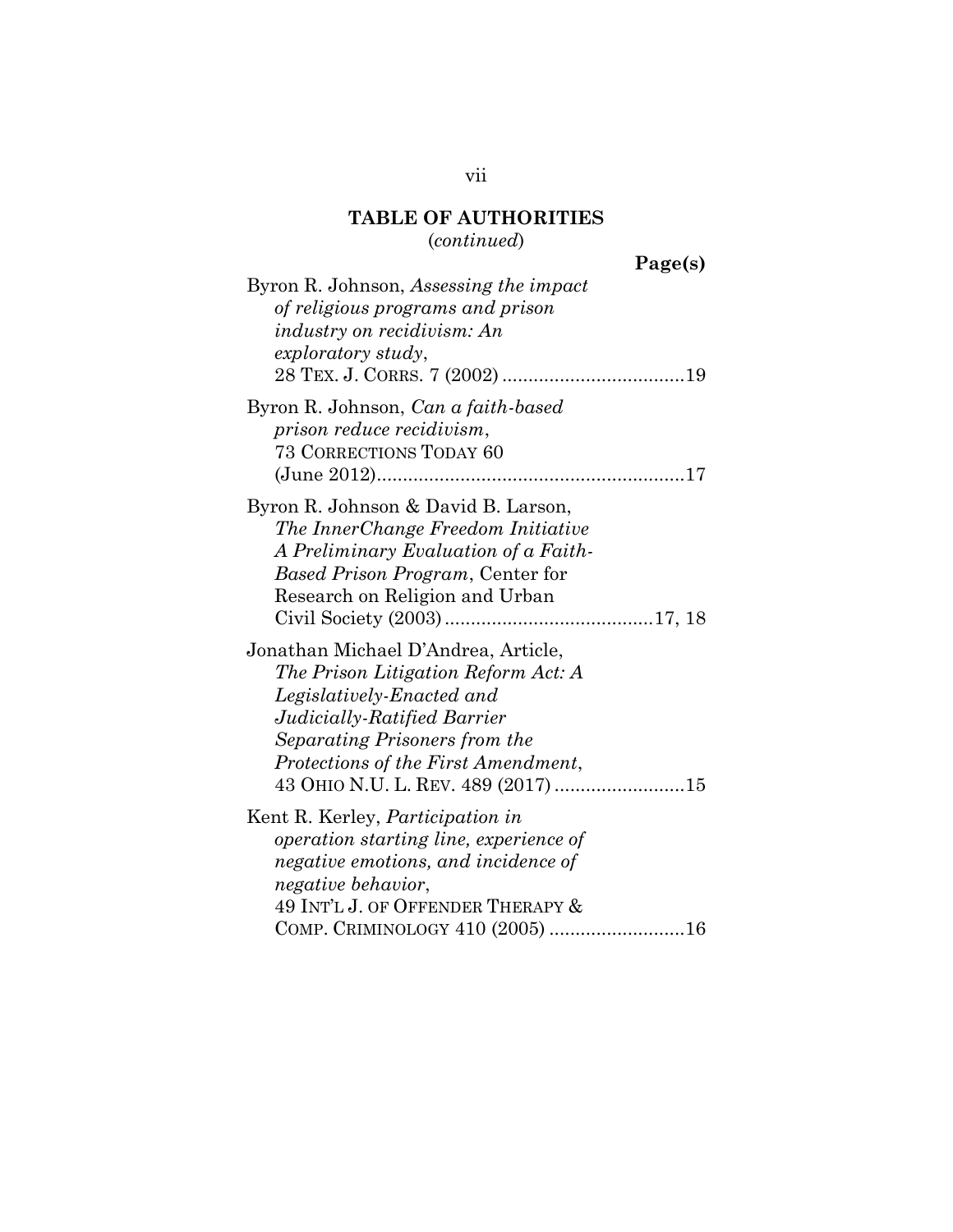## TABLE OF AUTHORITIES
(*continued*)

**Page(s)**

Byron R. Johnson, *Assessing the impact of religious programs and prison industry on recidivism: An exploratory study*, 28 TEX. J. CORRS. 7 (2002) ....................19

Byron R. Johnson, *Can a faith-based prison reduce recidivism*, 73 CORRECTIONS TODAY 60 (June 2012)....................17

Byron R. Johnson & David B. Larson, *The InnerChange Freedom Initiative A Preliminary Evaluation of a Faith-Based Prison Program*, Center for Research on Religion and Urban Civil Society (2003)....................17, 18

Jonathan Michael D'Andrea, Article, *The Prison Litigation Reform Act: A Legislatively-Enacted and Judicially-Ratified Barrier Separating Prisoners from the Protections of the First Amendment*, 43 OHIO N.U. L. REV. 489 (2017)....................15

Kent R. Kerley, *Participation in operation starting line, experience of negative emotions, and incidence of negative behavior*, 49 INT'L J. OF OFFENDER THERAPY & COMP. CRIMINOLOGY 410 (2005)....................16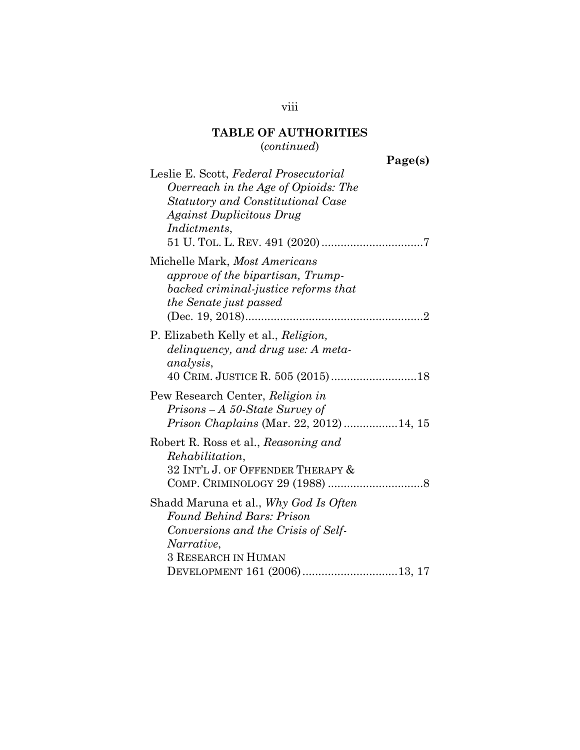## TABLE OF AUTHORITIES
(*continued*)

**Page(s)**

Leslie E. Scott, *Federal Prosecutorial Overreach in the Age of Opioids: The Statutory and Constitutional Case Against Duplicitous Drug Indictments*, 51 U. TOL. L. REV. 491 (2020) ................................7

Michelle Mark, *Most Americans approve of the bipartisan, Trump-backed criminal-justice reforms that the Senate just passed* (Dec. 19, 2018)........................................................2

P. Elizabeth Kelly et al., *Religion, delinquency, and drug use: A meta-analysis*, 40 CRIM. JUSTICE R. 505 (2015)...........................18

Pew Research Center, *Religion in Prisons – A 50-State Survey of Prison Chaplains* (Mar. 22, 2012).................14, 15

Robert R. Ross et al., *Reasoning and Rehabilitation*, 32 INT'L J. OF OFFENDER THERAPY & COMP. CRIMINOLOGY 29 (1988) ..............................8

Shadd Maruna et al., *Why God Is Often Found Behind Bars: Prison Conversions and the Crisis of Self-Narrative*, 3 RESEARCH IN HUMAN DEVELOPMENT 161 (2006)..............................13, 17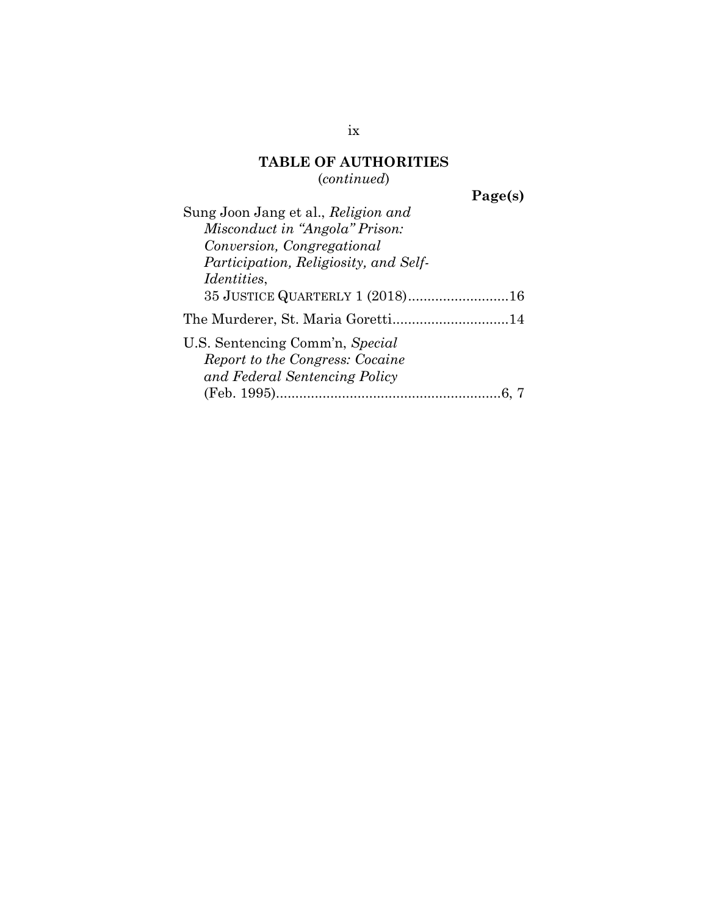## TABLE OF AUTHORITIES
(*continued*)

**Page(s)**

Sung Joon Jang et al., *Religion and Misconduct in "Angola" Prison: Conversion, Congregational Participation, Religiosity, and Self-Identities*, 35 JUSTICE QUARTERLY 1 (2018)..........................16

The Murderer, St. Maria Goretti..............................14

U.S. Sentencing Comm'n, *Special Report to the Congress: Cocaine and Federal Sentencing Policy* (Feb. 1995)...........................................................6, 7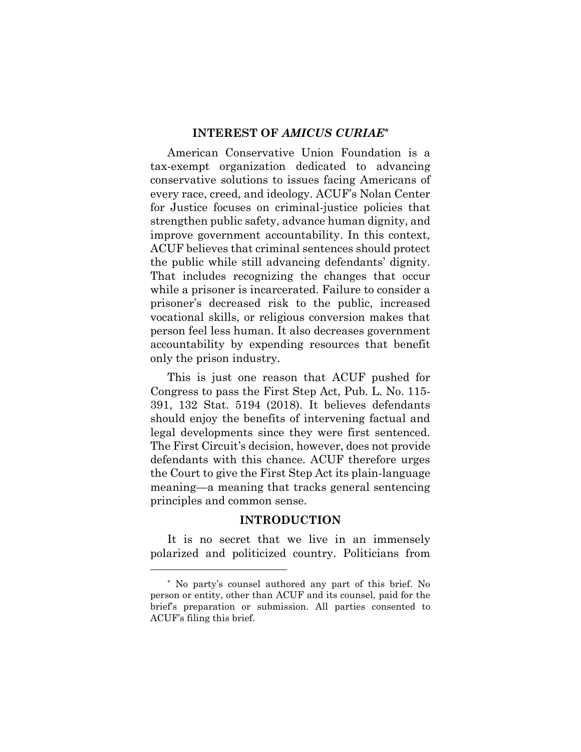## INTEREST OF *AMICUS CURIAE*[*]

American Conservative Union Foundation is a tax-exempt organization dedicated to advancing conservative solutions to issues facing Americans of every race, creed, and ideology. ACUF's Nolan Center for Justice focuses on criminal-justice policies that strengthen public safety, advance human dignity, and improve government accountability. In this context, ACUF believes that criminal sentences should protect the public while still advancing defendants' dignity. That includes recognizing the changes that occur while a prisoner is incarcerated. Failure to consider a prisoner's decreased risk to the public, increased vocational skills, or religious conversion makes that person feel less human. It also decreases government accountability by expending resources that benefit only the prison industry.

This is just one reason that ACUF pushed for Congress to pass the First Step Act, Pub. L. No. 115-391, 132 Stat. 5194 (2018). It believes defendants should enjoy the benefits of intervening factual and legal developments since they were first sentenced. The First Circuit's decision, however, does not provide defendants with this chance. ACUF therefore urges the Court to give the First Step Act its plain-language meaning—a meaning that tracks general sentencing principles and common sense.

## INTRODUCTION

It is no secret that we live in an immensely polarized and politicized country. Politicians from

---

[*] No party's counsel authored any part of this brief. No person or entity, other than ACUF and its counsel, paid for the brief's preparation or submission. All parties consented to ACUF's filing this brief.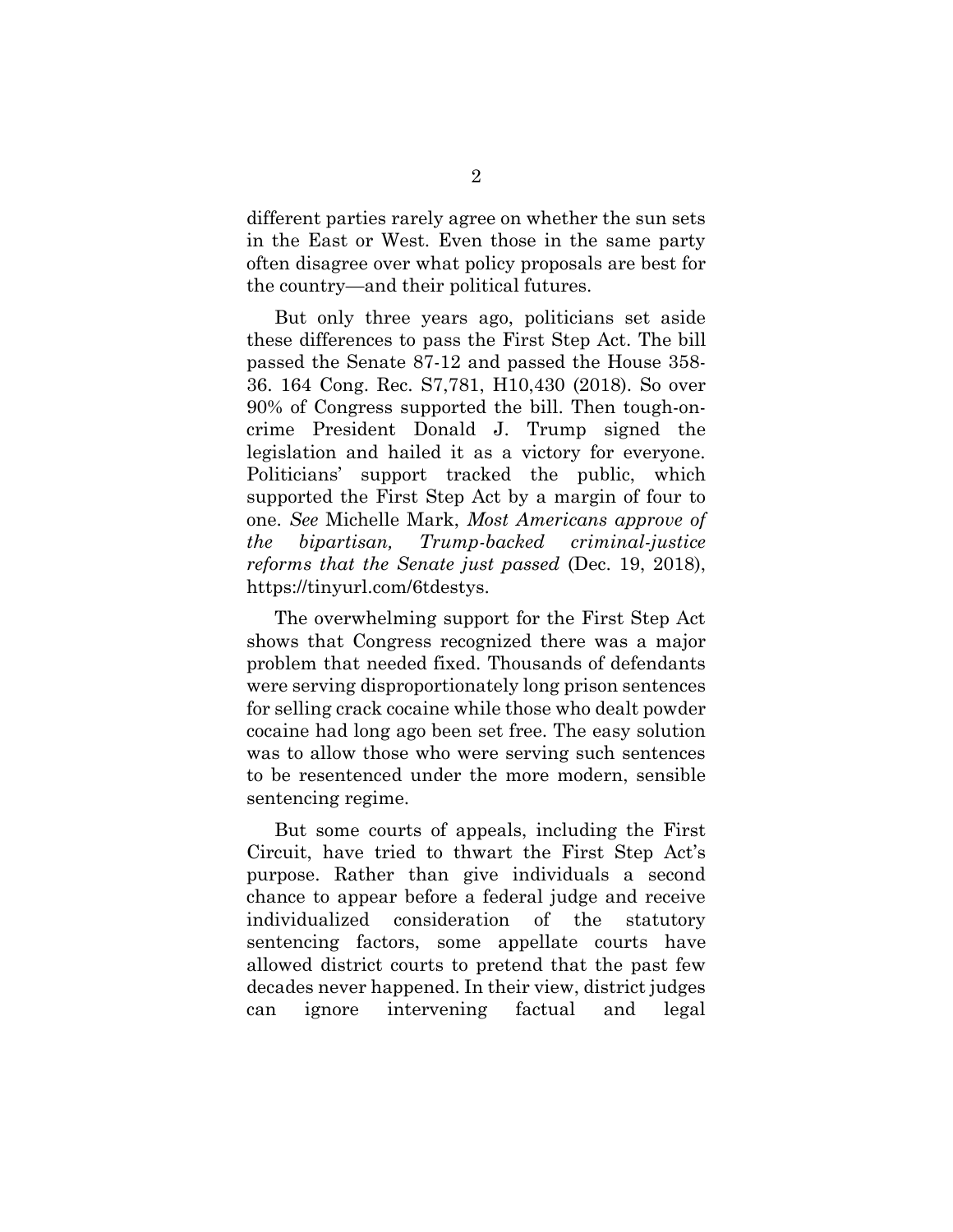different parties rarely agree on whether the sun sets in the East or West. Even those in the same party often disagree over what policy proposals are best for the country—and their political futures.

But only three years ago, politicians set aside these differences to pass the First Step Act. The bill passed the Senate 87-12 and passed the House 358-36. 164 Cong. Rec. S7,781, H10,430 (2018). So over 90% of Congress supported the bill. Then tough-on-crime President Donald J. Trump signed the legislation and hailed it as a victory for everyone. Politicians' support tracked the public, which supported the First Step Act by a margin of four to one. *See* Michelle Mark, *Most Americans approve of the bipartisan, Trump-backed criminal-justice reforms that the Senate just passed* (Dec. 19, 2018), https://tinyurl.com/6tdestys.

The overwhelming support for the First Step Act shows that Congress recognized there was a major problem that needed fixed. Thousands of defendants were serving disproportionately long prison sentences for selling crack cocaine while those who dealt powder cocaine had long ago been set free. The easy solution was to allow those who were serving such sentences to be resentenced under the more modern, sensible sentencing regime.

But some courts of appeals, including the First Circuit, have tried to thwart the First Step Act's purpose. Rather than give individuals a second chance to appear before a federal judge and receive individualized consideration of the statutory sentencing factors, some appellate courts have allowed district courts to pretend that the past few decades never happened. In their view, district judges can ignore intervening factual and legal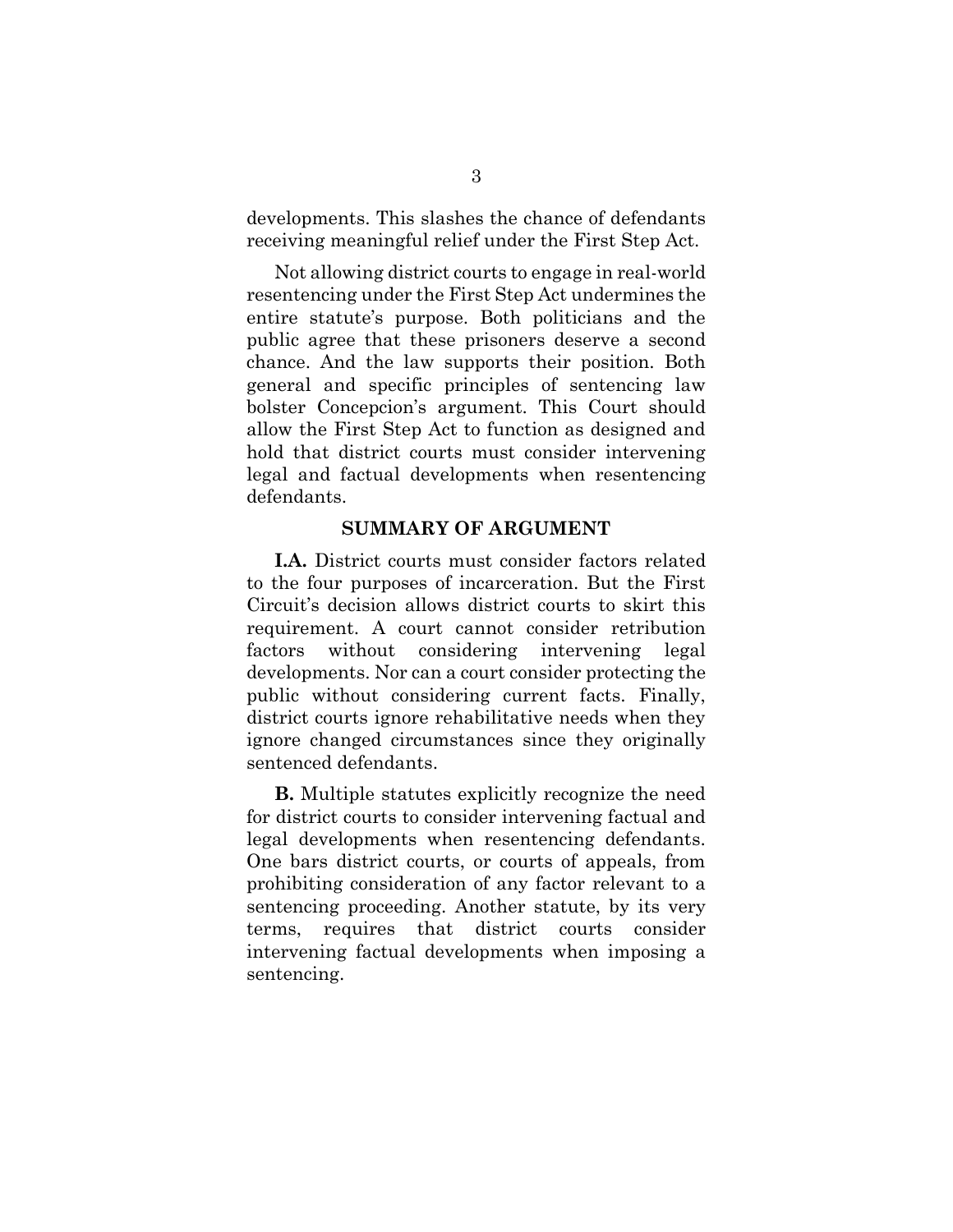developments. This slashes the chance of defendants receiving meaningful relief under the First Step Act.

Not allowing district courts to engage in real-world resentencing under the First Step Act undermines the entire statute's purpose. Both politicians and the public agree that these prisoners deserve a second chance. And the law supports their position. Both general and specific principles of sentencing law bolster Concepcion's argument. This Court should allow the First Step Act to function as designed and hold that district courts must consider intervening legal and factual developments when resentencing defendants.

## SUMMARY OF ARGUMENT

**I.A.** District courts must consider factors related to the four purposes of incarceration. But the First Circuit's decision allows district courts to skirt this requirement. A court cannot consider retribution factors without considering intervening legal developments. Nor can a court consider protecting the public without considering current facts. Finally, district courts ignore rehabilitative needs when they ignore changed circumstances since they originally sentenced defendants.

**B.** Multiple statutes explicitly recognize the need for district courts to consider intervening factual and legal developments when resentencing defendants. One bars district courts, or courts of appeals, from prohibiting consideration of any factor relevant to a sentencing proceeding. Another statute, by its very terms, requires that district courts consider intervening factual developments when imposing a sentencing.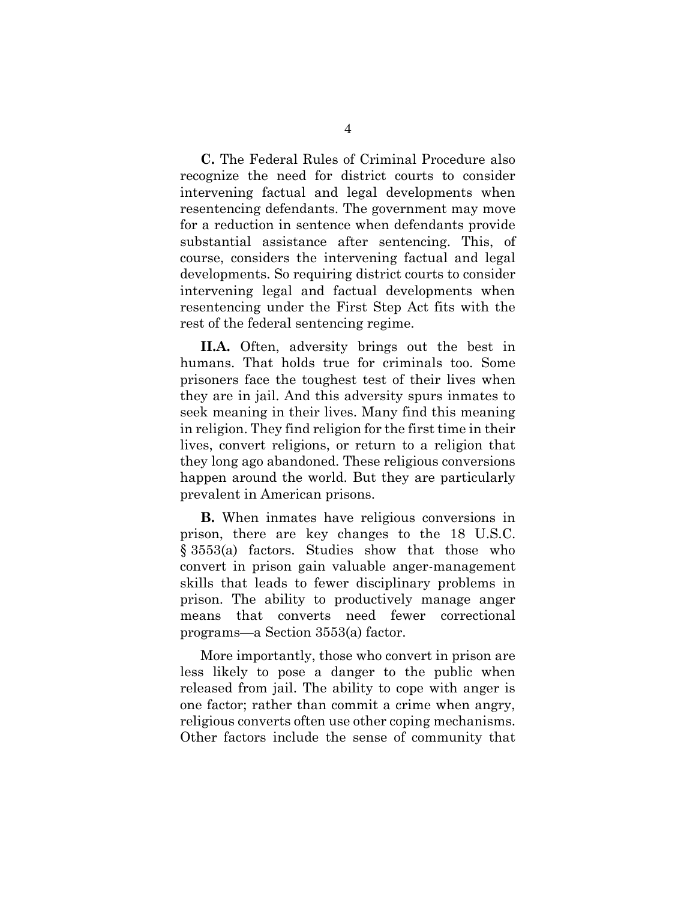**C.** The Federal Rules of Criminal Procedure also recognize the need for district courts to consider intervening factual and legal developments when resentencing defendants. The government may move for a reduction in sentence when defendants provide substantial assistance after sentencing. This, of course, considers the intervening factual and legal developments. So requiring district courts to consider intervening legal and factual developments when resentencing under the First Step Act fits with the rest of the federal sentencing regime.

**II.A.** Often, adversity brings out the best in humans. That holds true for criminals too. Some prisoners face the toughest test of their lives when they are in jail. And this adversity spurs inmates to seek meaning in their lives. Many find this meaning in religion. They find religion for the first time in their lives, convert religions, or return to a religion that they long ago abandoned. These religious conversions happen around the world. But they are particularly prevalent in American prisons.

**B.** When inmates have religious conversions in prison, there are key changes to the 18 U.S.C. § 3553(a) factors. Studies show that those who convert in prison gain valuable anger-management skills that leads to fewer disciplinary problems in prison. The ability to productively manage anger means that converts need fewer correctional programs—a Section 3553(a) factor.

More importantly, those who convert in prison are less likely to pose a danger to the public when released from jail. The ability to cope with anger is one factor; rather than commit a crime when angry, religious converts often use other coping mechanisms. Other factors include the sense of community that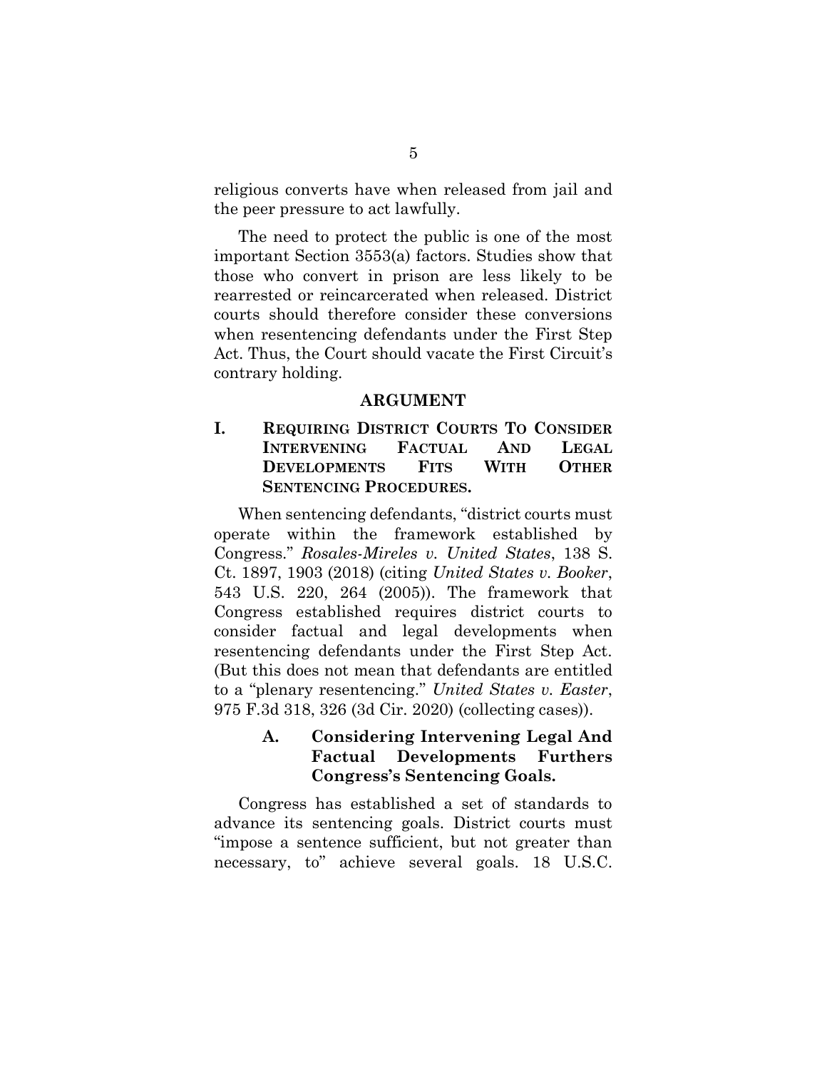religious converts have when released from jail and the peer pressure to act lawfully.

The need to protect the public is one of the most important Section 3553(a) factors. Studies show that those who convert in prison are less likely to be rearrested or reincarcerated when released. District courts should therefore consider these conversions when resentencing defendants under the First Step Act. Thus, the Court should vacate the First Circuit's contrary holding.

## ARGUMENT

### I. REQUIRING DISTRICT COURTS TO CONSIDER INTERVENING FACTUAL AND LEGAL DEVELOPMENTS FITS WITH OTHER SENTENCING PROCEDURES.

When sentencing defendants, "district courts must operate within the framework established by Congress." *Rosales-Mireles v. United States*, 138 S. Ct. 1897, 1903 (2018) (citing *United States v. Booker*, 543 U.S. 220, 264 (2005)). The framework that Congress established requires district courts to consider factual and legal developments when resentencing defendants under the First Step Act. (But this does not mean that defendants are entitled to a "plenary resentencing." *United States v. Easter*, 975 F.3d 318, 326 (3d Cir. 2020) (collecting cases)).

#### A. Considering Intervening Legal And Factual Developments Furthers Congress's Sentencing Goals.

Congress has established a set of standards to advance its sentencing goals. District courts must "impose a sentence sufficient, but not greater than necessary, to" achieve several goals. 18 U.S.C.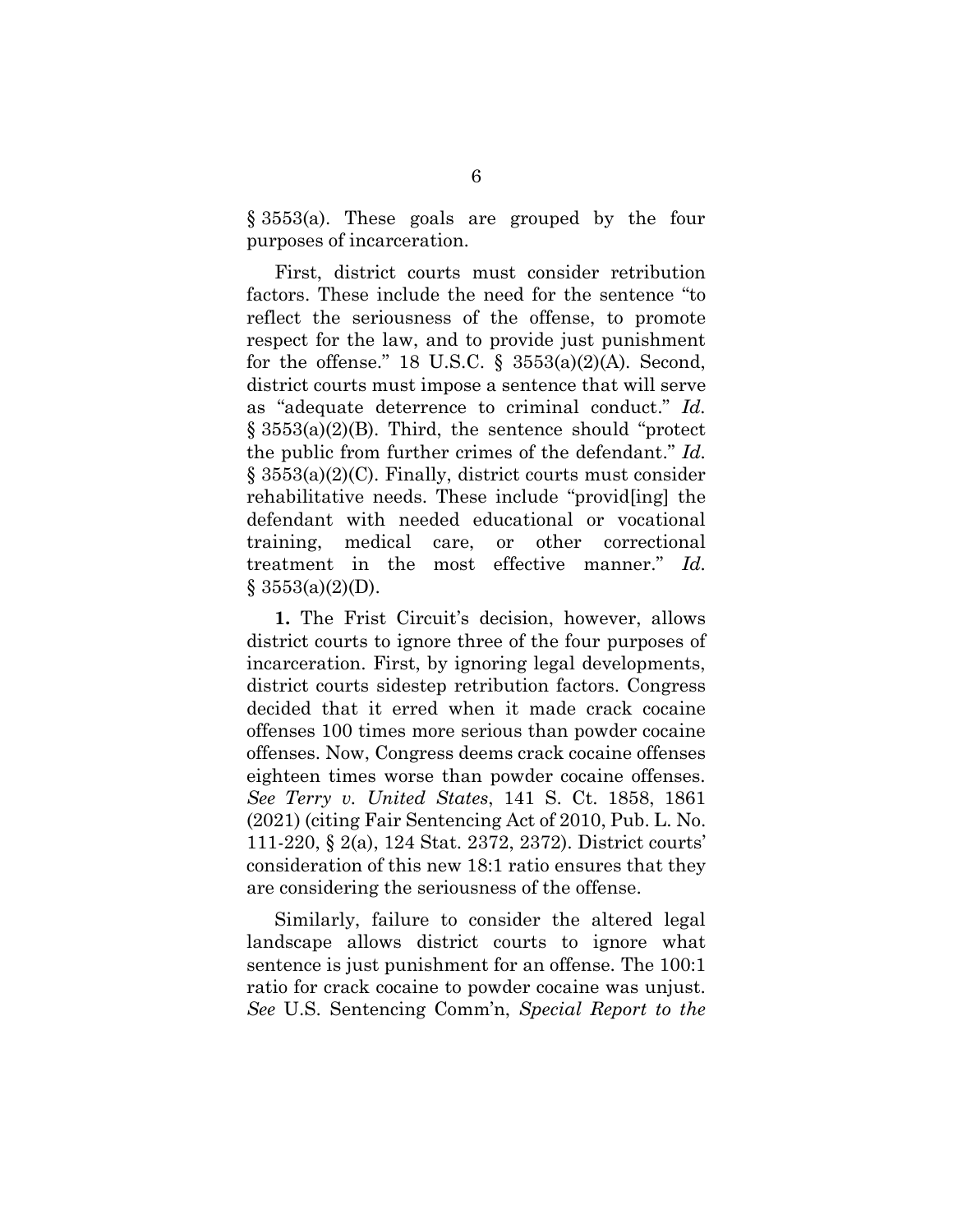§ 3553(a). These goals are grouped by the four purposes of incarceration.

First, district courts must consider retribution factors. These include the need for the sentence "to reflect the seriousness of the offense, to promote respect for the law, and to provide just punishment for the offense." 18 U.S.C. § 3553(a)(2)(A). Second, district courts must impose a sentence that will serve as "adequate deterrence to criminal conduct." *Id.* § 3553(a)(2)(B). Third, the sentence should "protect the public from further crimes of the defendant." *Id.* § 3553(a)(2)(C). Finally, district courts must consider rehabilitative needs. These include "provid[ing] the defendant with needed educational or vocational training, medical care, or other correctional treatment in the most effective manner." *Id.* § 3553(a)(2)(D).

**1.** The Frist Circuit's decision, however, allows district courts to ignore three of the four purposes of incarceration. First, by ignoring legal developments, district courts sidestep retribution factors. Congress decided that it erred when it made crack cocaine offenses 100 times more serious than powder cocaine offenses. Now, Congress deems crack cocaine offenses eighteen times worse than powder cocaine offenses. *See Terry v. United States*, 141 S. Ct. 1858, 1861 (2021) (citing Fair Sentencing Act of 2010, Pub. L. No. 111-220, § 2(a), 124 Stat. 2372, 2372). District courts' consideration of this new 18:1 ratio ensures that they are considering the seriousness of the offense.

Similarly, failure to consider the altered legal landscape allows district courts to ignore what sentence is just punishment for an offense. The 100:1 ratio for crack cocaine to powder cocaine was unjust. *See* U.S. Sentencing Comm'n, *Special Report to the*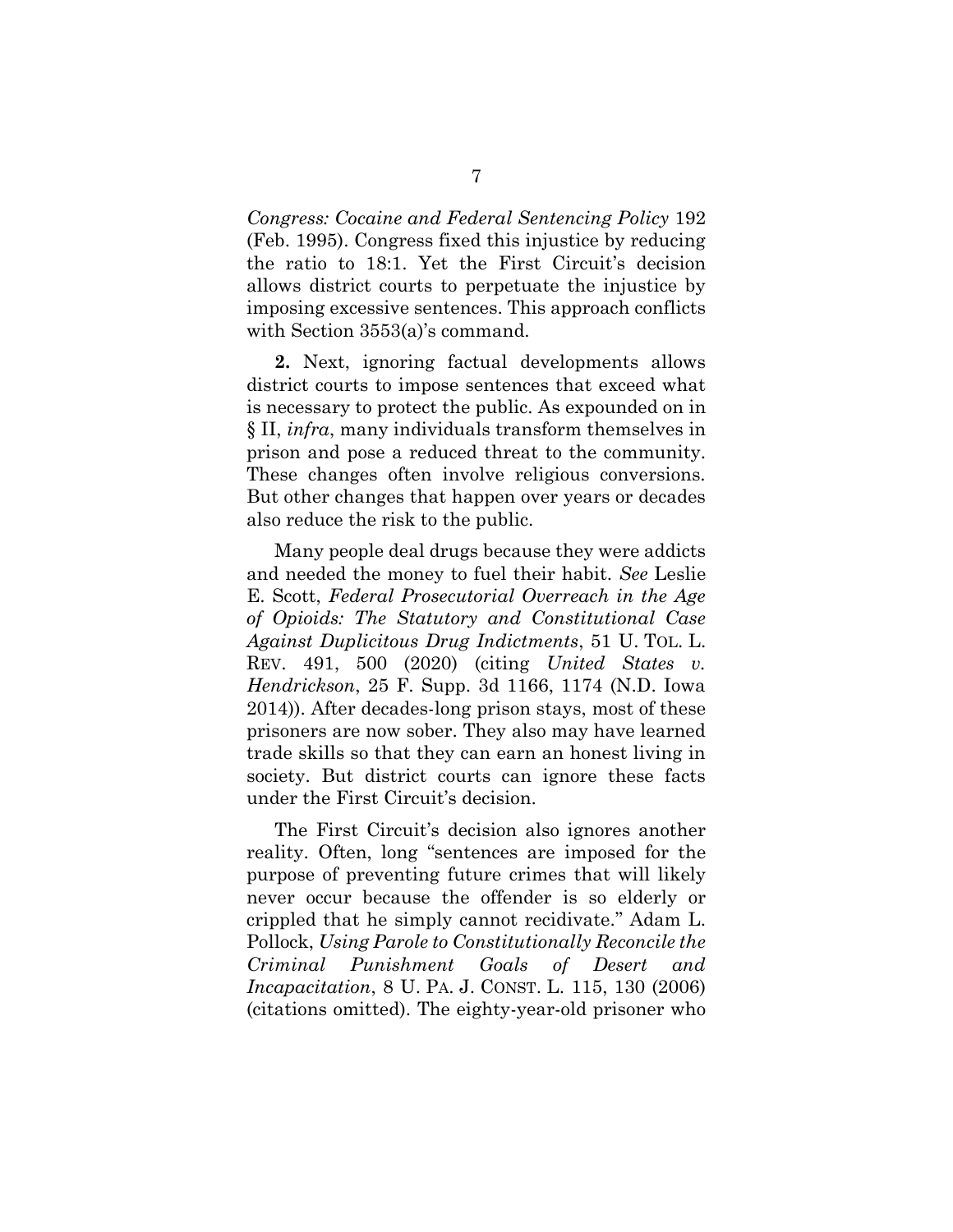*Congress: Cocaine and Federal Sentencing Policy* 192 (Feb. 1995). Congress fixed this injustice by reducing the ratio to 18:1. Yet the First Circuit's decision allows district courts to perpetuate the injustice by imposing excessive sentences. This approach conflicts with Section 3553(a)'s command.

**2.** Next, ignoring factual developments allows district courts to impose sentences that exceed what is necessary to protect the public. As expounded on in § II, *infra*, many individuals transform themselves in prison and pose a reduced threat to the community. These changes often involve religious conversions. But other changes that happen over years or decades also reduce the risk to the public.

Many people deal drugs because they were addicts and needed the money to fuel their habit. *See* Leslie E. Scott, *Federal Prosecutorial Overreach in the Age of Opioids: The Statutory and Constitutional Case Against Duplicitous Drug Indictments*, 51 U. TOL. L. REV. 491, 500 (2020) (citing *United States v. Hendrickson*, 25 F. Supp. 3d 1166, 1174 (N.D. Iowa 2014)). After decades-long prison stays, most of these prisoners are now sober. They also may have learned trade skills so that they can earn an honest living in society. But district courts can ignore these facts under the First Circuit's decision.

The First Circuit's decision also ignores another reality. Often, long "sentences are imposed for the purpose of preventing future crimes that will likely never occur because the offender is so elderly or crippled that he simply cannot recidivate." Adam L. Pollock, *Using Parole to Constitutionally Reconcile the Criminal Punishment Goals of Desert and Incapacitation*, 8 U. PA. J. CONST. L. 115, 130 (2006) (citations omitted). The eighty-year-old prisoner who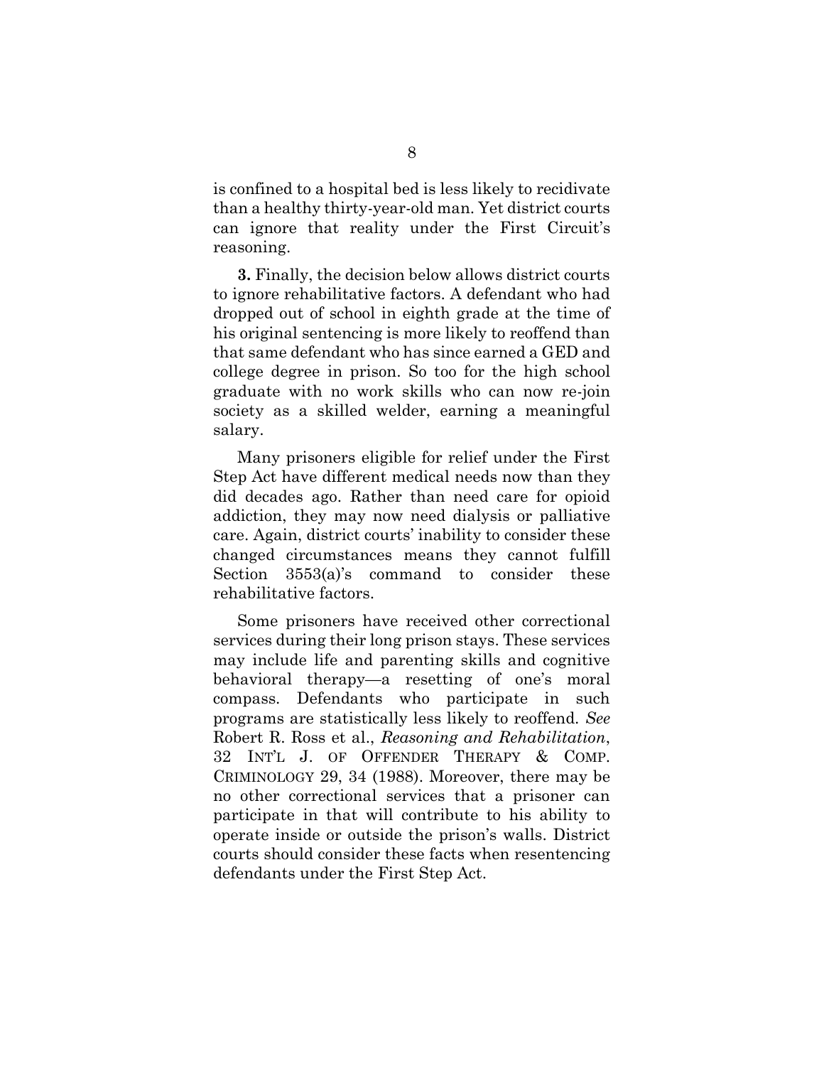is confined to a hospital bed is less likely to recidivate than a healthy thirty-year-old man. Yet district courts can ignore that reality under the First Circuit's reasoning.

**3.** Finally, the decision below allows district courts to ignore rehabilitative factors. A defendant who had dropped out of school in eighth grade at the time of his original sentencing is more likely to reoffend than that same defendant who has since earned a GED and college degree in prison. So too for the high school graduate with no work skills who can now re-join society as a skilled welder, earning a meaningful salary.

Many prisoners eligible for relief under the First Step Act have different medical needs now than they did decades ago. Rather than need care for opioid addiction, they may now need dialysis or palliative care. Again, district courts' inability to consider these changed circumstances means they cannot fulfill Section 3553(a)'s command to consider these rehabilitative factors.

Some prisoners have received other correctional services during their long prison stays. These services may include life and parenting skills and cognitive behavioral therapy—a resetting of one's moral compass. Defendants who participate in such programs are statistically less likely to reoffend. *See* Robert R. Ross et al., *Reasoning and Rehabilitation*, 32 INT'L J. OF OFFENDER THERAPY & COMP. CRIMINOLOGY 29, 34 (1988). Moreover, there may be no other correctional services that a prisoner can participate in that will contribute to his ability to operate inside or outside the prison's walls. District courts should consider these facts when resentencing defendants under the First Step Act.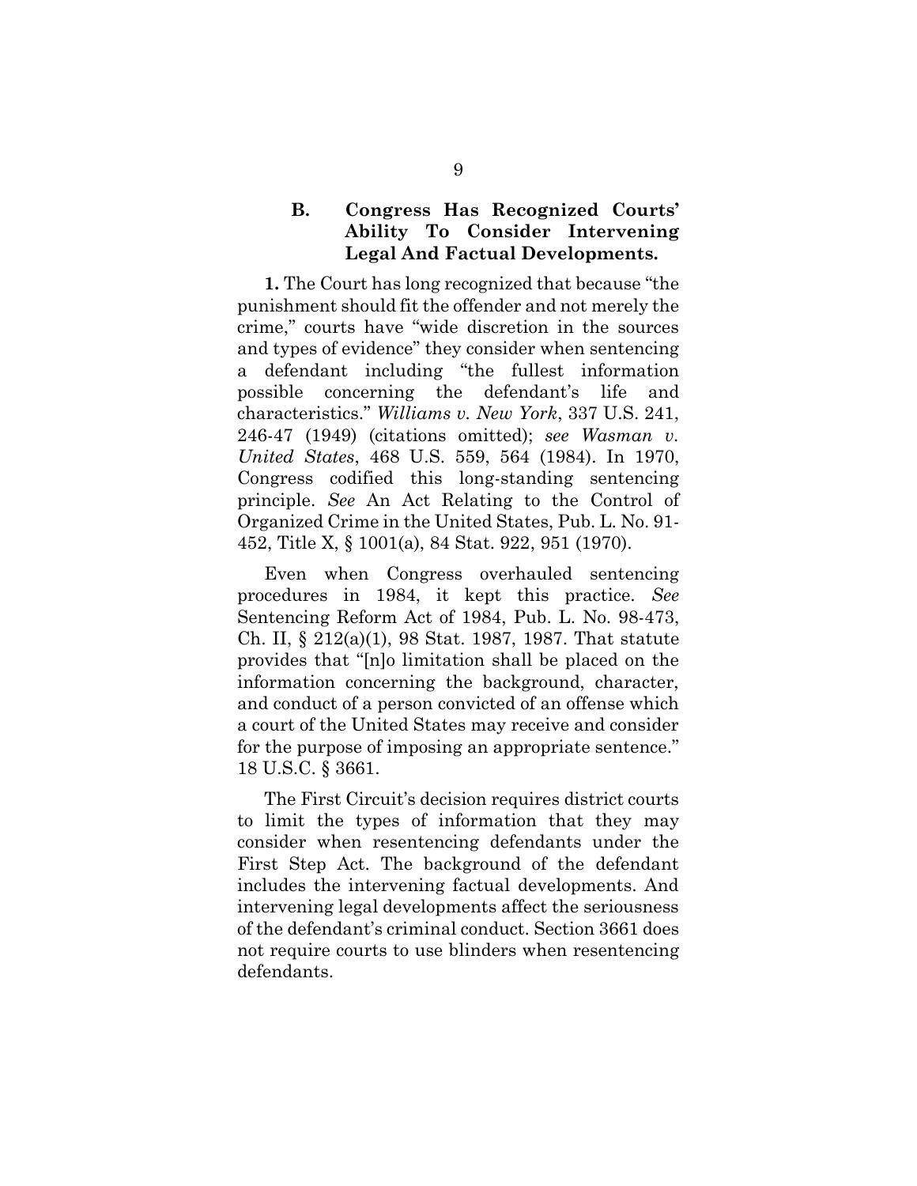### B. Congress Has Recognized Courts' Ability To Consider Intervening Legal And Factual Developments.

**1.** The Court has long recognized that because "the punishment should fit the offender and not merely the crime," courts have "wide discretion in the sources and types of evidence" they consider when sentencing a defendant including "the fullest information possible concerning the defendant's life and characteristics." *Williams v. New York*, 337 U.S. 241, 246-47 (1949) (citations omitted); *see Wasman v. United States*, 468 U.S. 559, 564 (1984). In 1970, Congress codified this long-standing sentencing principle. *See* An Act Relating to the Control of Organized Crime in the United States, Pub. L. No. 91-452, Title X, § 1001(a), 84 Stat. 922, 951 (1970).

Even when Congress overhauled sentencing procedures in 1984, it kept this practice. *See* Sentencing Reform Act of 1984, Pub. L. No. 98-473, Ch. II, § 212(a)(1), 98 Stat. 1987, 1987. That statute provides that "[n]o limitation shall be placed on the information concerning the background, character, and conduct of a person convicted of an offense which a court of the United States may receive and consider for the purpose of imposing an appropriate sentence." 18 U.S.C. § 3661.

The First Circuit's decision requires district courts to limit the types of information that they may consider when resentencing defendants under the First Step Act. The background of the defendant includes the intervening factual developments. And intervening legal developments affect the seriousness of the defendant's criminal conduct. Section 3661 does not require courts to use blinders when resentencing defendants.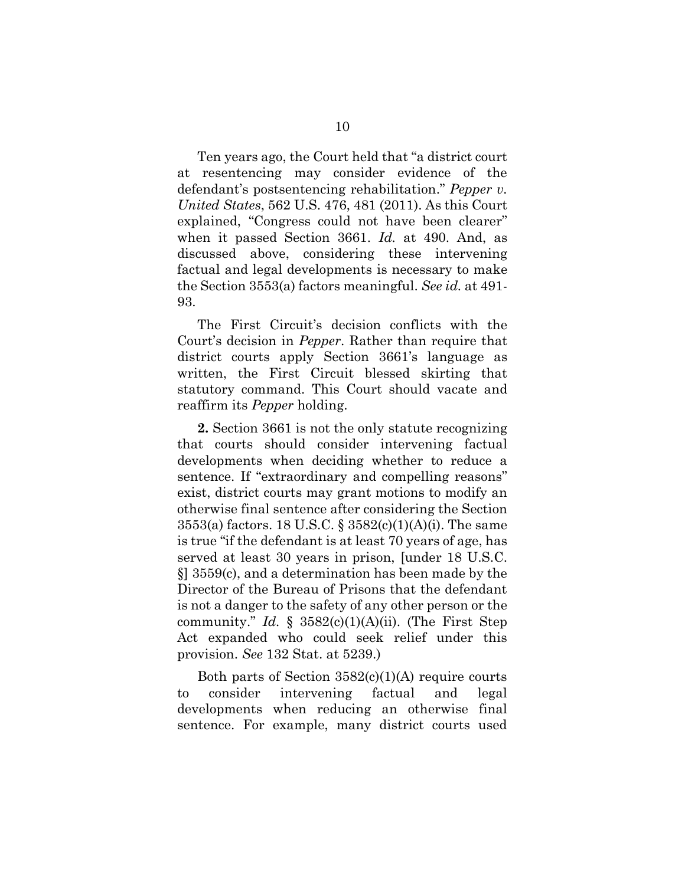Ten years ago, the Court held that "a district court at resentencing may consider evidence of the defendant's postsentencing rehabilitation." *Pepper v. United States*, 562 U.S. 476, 481 (2011). As this Court explained, "Congress could not have been clearer" when it passed Section 3661. *Id.* at 490. And, as discussed above, considering these intervening factual and legal developments is necessary to make the Section 3553(a) factors meaningful. *See id.* at 491-93.

The First Circuit's decision conflicts with the Court's decision in *Pepper*. Rather than require that district courts apply Section 3661's language as written, the First Circuit blessed skirting that statutory command. This Court should vacate and reaffirm its *Pepper* holding.

**2.** Section 3661 is not the only statute recognizing that courts should consider intervening factual developments when deciding whether to reduce a sentence. If "extraordinary and compelling reasons" exist, district courts may grant motions to modify an otherwise final sentence after considering the Section 3553(a) factors. 18 U.S.C. § 3582(c)(1)(A)(i). The same is true "if the defendant is at least 70 years of age, has served at least 30 years in prison, [under 18 U.S.C. §] 3559(c), and a determination has been made by the Director of the Bureau of Prisons that the defendant is not a danger to the safety of any other person or the community." *Id.* § 3582(c)(1)(A)(ii). (The First Step Act expanded who could seek relief under this provision. *See* 132 Stat. at 5239.)

Both parts of Section 3582(c)(1)(A) require courts to consider intervening factual and legal developments when reducing an otherwise final sentence. For example, many district courts used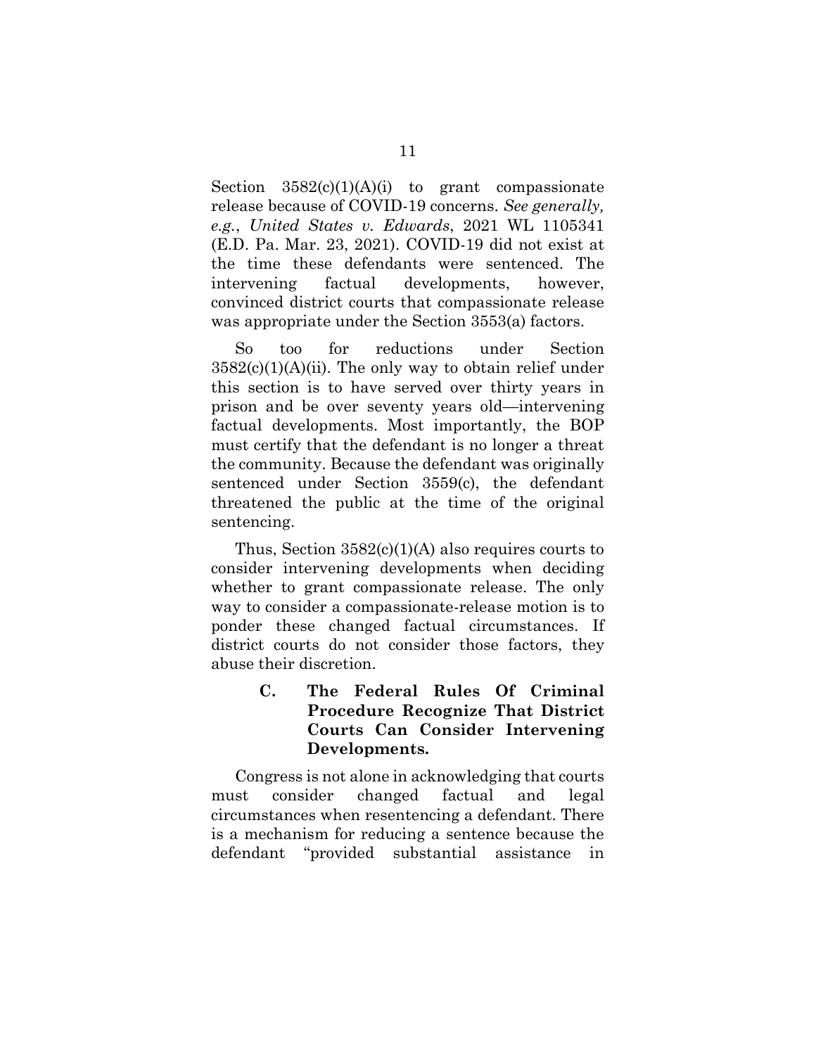Section 3582(c)(1)(A)(i) to grant compassionate release because of COVID-19 concerns. *See generally, e.g.*, *United States v. Edwards*, 2021 WL 1105341 (E.D. Pa. Mar. 23, 2021). COVID-19 did not exist at the time these defendants were sentenced. The intervening factual developments, however, convinced district courts that compassionate release was appropriate under the Section 3553(a) factors.

So too for reductions under Section 3582(c)(1)(A)(ii). The only way to obtain relief under this section is to have served over thirty years in prison and be over seventy years old—intervening factual developments. Most importantly, the BOP must certify that the defendant is no longer a threat the community. Because the defendant was originally sentenced under Section 3559(c), the defendant threatened the public at the time of the original sentencing.

Thus, Section 3582(c)(1)(A) also requires courts to consider intervening developments when deciding whether to grant compassionate release. The only way to consider a compassionate-release motion is to ponder these changed factual circumstances. If district courts do not consider those factors, they abuse their discretion.

### C. The Federal Rules Of Criminal Procedure Recognize That District Courts Can Consider Intervening Developments.

Congress is not alone in acknowledging that courts must consider changed factual and legal circumstances when resentencing a defendant. There is a mechanism for reducing a sentence because the defendant "provided substantial assistance in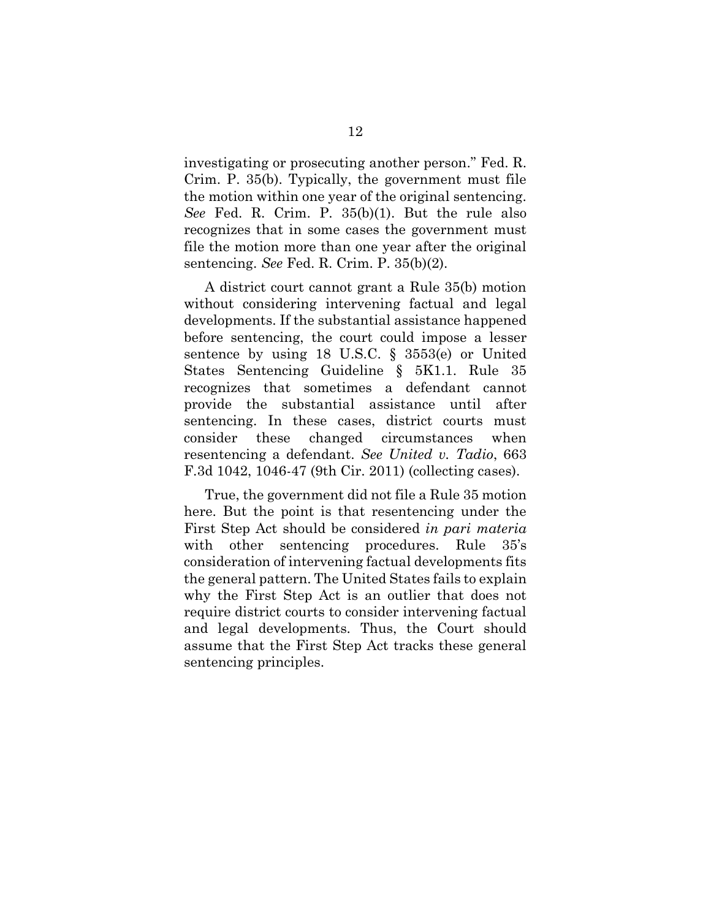investigating or prosecuting another person." Fed. R. Crim. P. 35(b). Typically, the government must file the motion within one year of the original sentencing. *See* Fed. R. Crim. P. 35(b)(1). But the rule also recognizes that in some cases the government must file the motion more than one year after the original sentencing. *See* Fed. R. Crim. P. 35(b)(2).

A district court cannot grant a Rule 35(b) motion without considering intervening factual and legal developments. If the substantial assistance happened before sentencing, the court could impose a lesser sentence by using 18 U.S.C. § 3553(e) or United States Sentencing Guideline § 5K1.1. Rule 35 recognizes that sometimes a defendant cannot provide the substantial assistance until after sentencing. In these cases, district courts must consider these changed circumstances when resentencing a defendant. *See United v. Tadio*, 663 F.3d 1042, 1046-47 (9th Cir. 2011) (collecting cases).

True, the government did not file a Rule 35 motion here. But the point is that resentencing under the First Step Act should be considered *in pari materia* with other sentencing procedures. Rule 35's consideration of intervening factual developments fits the general pattern. The United States fails to explain why the First Step Act is an outlier that does not require district courts to consider intervening factual and legal developments. Thus, the Court should assume that the First Step Act tracks these general sentencing principles.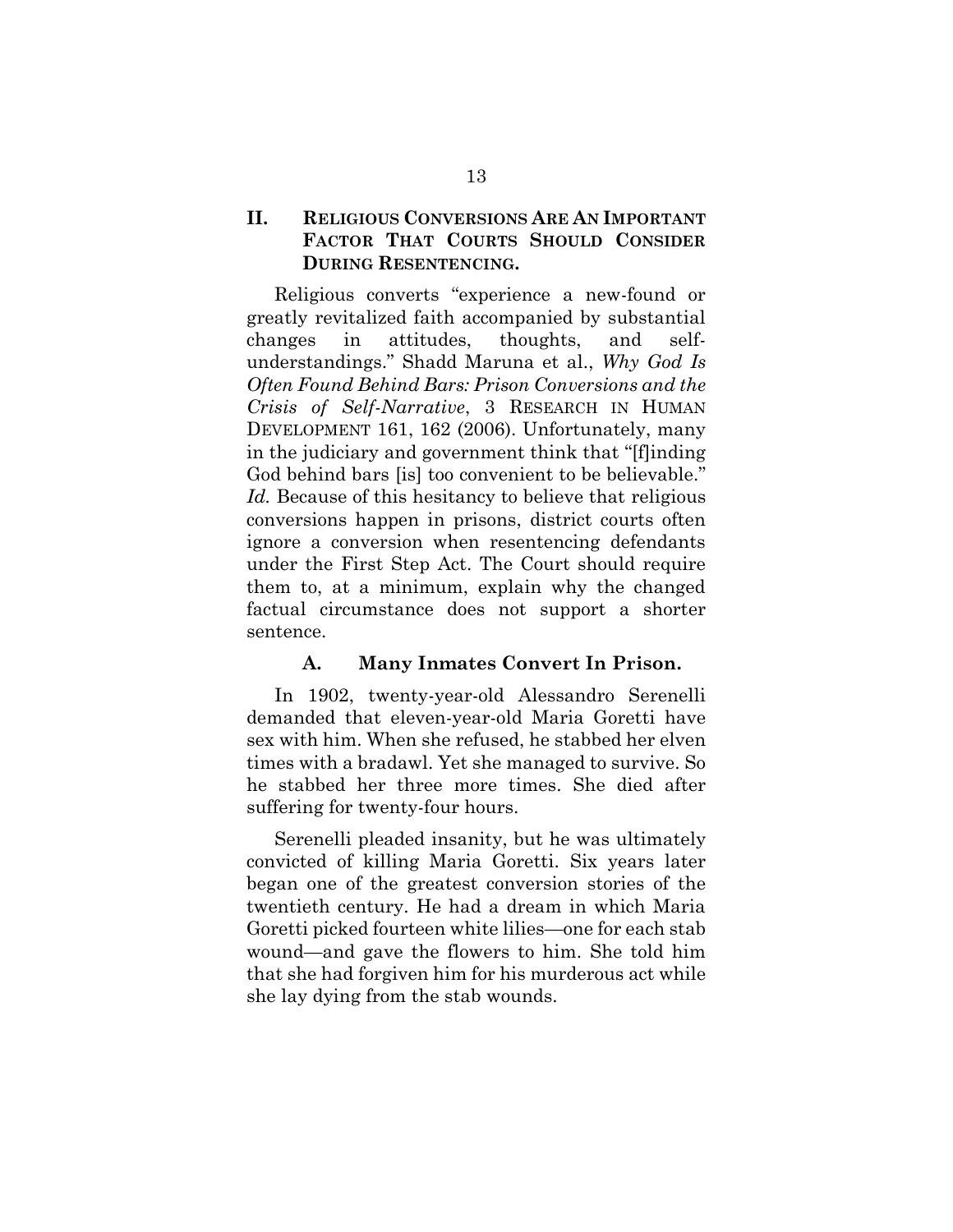## II. RELIGIOUS CONVERSIONS ARE AN IMPORTANT FACTOR THAT COURTS SHOULD CONSIDER DURING RESENTENCING.

Religious converts "experience a new-found or greatly revitalized faith accompanied by substantial changes in attitudes, thoughts, and self-understandings." Shadd Maruna et al., *Why God Is Often Found Behind Bars: Prison Conversions and the Crisis of Self-Narrative*, 3 RESEARCH IN HUMAN DEVELOPMENT 161, 162 (2006). Unfortunately, many in the judiciary and government think that "[f]inding God behind bars [is] too convenient to be believable." *Id.* Because of this hesitancy to believe that religious conversions happen in prisons, district courts often ignore a conversion when resentencing defendants under the First Step Act. The Court should require them to, at a minimum, explain why the changed factual circumstance does not support a shorter sentence.

### A. Many Inmates Convert In Prison.

In 1902, twenty-year-old Alessandro Serenelli demanded that eleven-year-old Maria Goretti have sex with him. When she refused, he stabbed her elven times with a bradawl. Yet she managed to survive. So he stabbed her three more times. She died after suffering for twenty-four hours.

Serenelli pleaded insanity, but he was ultimately convicted of killing Maria Goretti. Six years later began one of the greatest conversion stories of the twentieth century. He had a dream in which Maria Goretti picked fourteen white lilies—one for each stab wound—and gave the flowers to him. She told him that she had forgiven him for his murderous act while she lay dying from the stab wounds.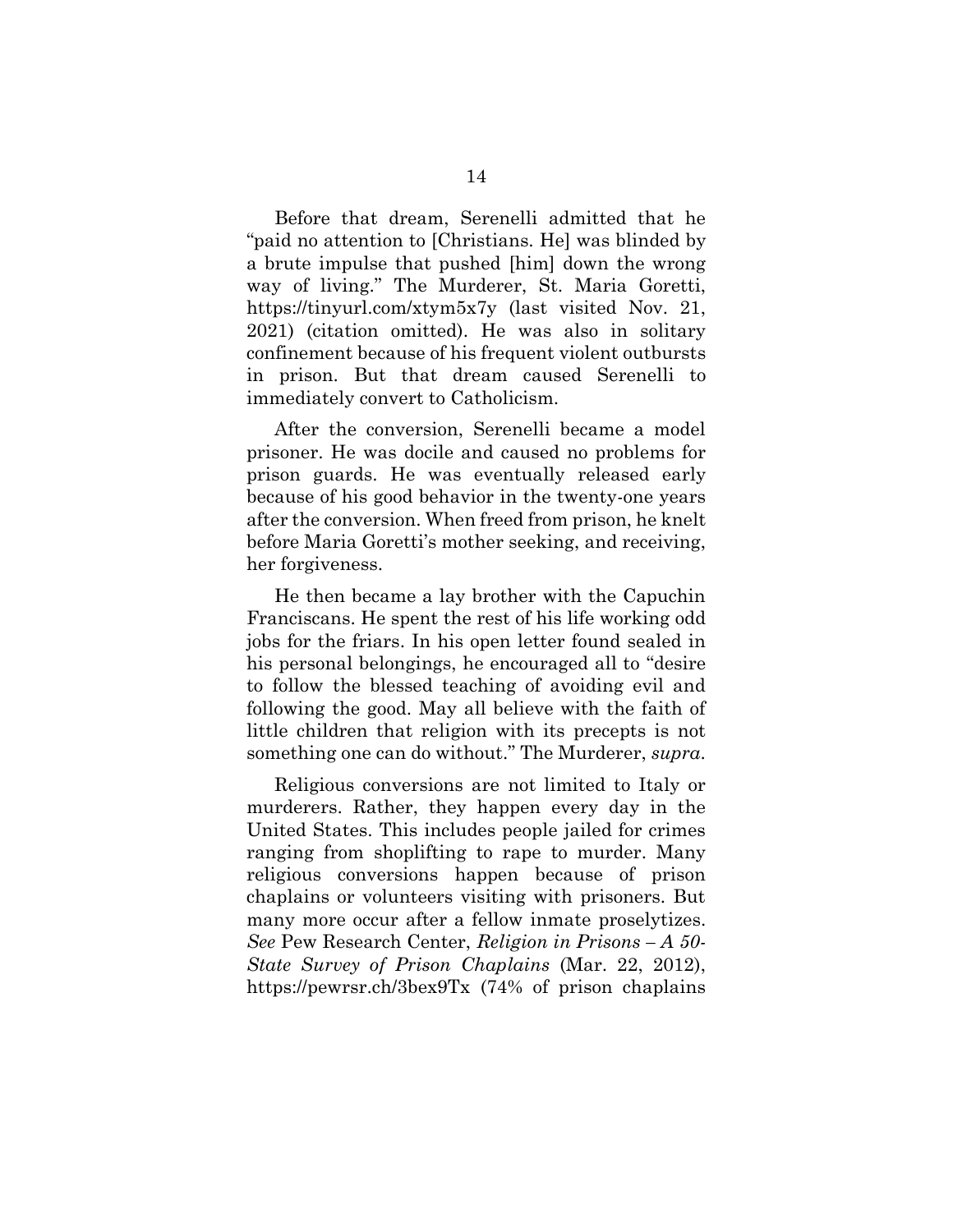Before that dream, Serenelli admitted that he "paid no attention to [Christians. He] was blinded by a brute impulse that pushed [him] down the wrong way of living." The Murderer, St. Maria Goretti, https://tinyurl.com/xtym5x7y (last visited Nov. 21, 2021) (citation omitted). He was also in solitary confinement because of his frequent violent outbursts in prison. But that dream caused Serenelli to immediately convert to Catholicism.

After the conversion, Serenelli became a model prisoner. He was docile and caused no problems for prison guards. He was eventually released early because of his good behavior in the twenty-one years after the conversion. When freed from prison, he knelt before Maria Goretti's mother seeking, and receiving, her forgiveness.

He then became a lay brother with the Capuchin Franciscans. He spent the rest of his life working odd jobs for the friars. In his open letter found sealed in his personal belongings, he encouraged all to "desire to follow the blessed teaching of avoiding evil and following the good. May all believe with the faith of little children that religion with its precepts is not something one can do without." The Murderer, *supra*.

Religious conversions are not limited to Italy or murderers. Rather, they happen every day in the United States. This includes people jailed for crimes ranging from shoplifting to rape to murder. Many religious conversions happen because of prison chaplains or volunteers visiting with prisoners. But many more occur after a fellow inmate proselytizes. *See* Pew Research Center, *Religion in Prisons – A 50-State Survey of Prison Chaplains* (Mar. 22, 2012), https://pewrsr.ch/3bex9Tx (74% of prison chaplains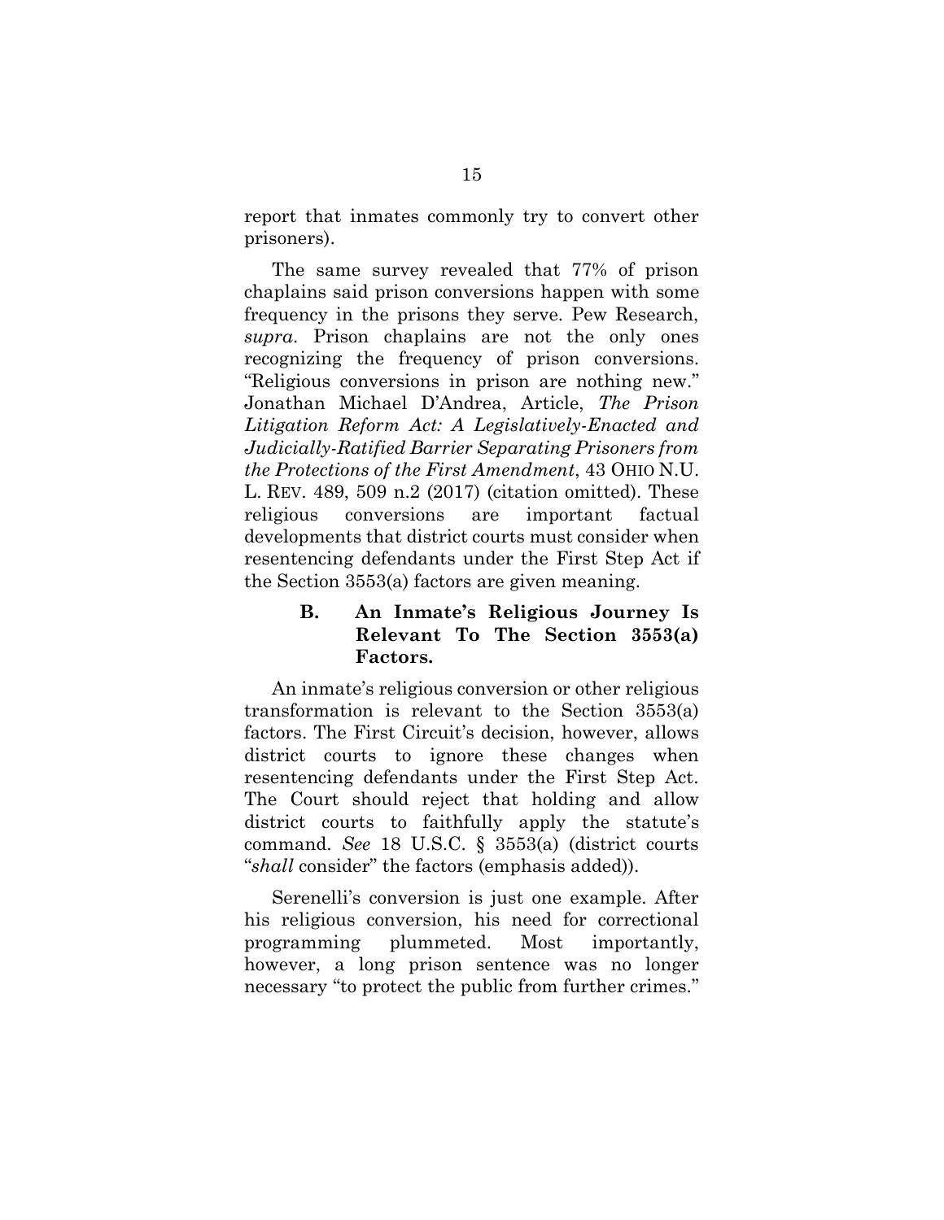report that inmates commonly try to convert other prisoners).

The same survey revealed that 77% of prison chaplains said prison conversions happen with some frequency in the prisons they serve. Pew Research, *supra*. Prison chaplains are not the only ones recognizing the frequency of prison conversions. "Religious conversions in prison are nothing new." Jonathan Michael D'Andrea, Article, *The Prison Litigation Reform Act: A Legislatively-Enacted and Judicially-Ratified Barrier Separating Prisoners from the Protections of the First Amendment*, 43 OHIO N.U. L. REV. 489, 509 n.2 (2017) (citation omitted). These religious conversions are important factual developments that district courts must consider when resentencing defendants under the First Step Act if the Section 3553(a) factors are given meaning.

### B. An Inmate's Religious Journey Is Relevant To The Section 3553(a) Factors.

An inmate's religious conversion or other religious transformation is relevant to the Section 3553(a) factors. The First Circuit's decision, however, allows district courts to ignore these changes when resentencing defendants under the First Step Act. The Court should reject that holding and allow district courts to faithfully apply the statute's command. *See* 18 U.S.C. § 3553(a) (district courts "*shall* consider" the factors (emphasis added)).

Serenelli's conversion is just one example. After his religious conversion, his need for correctional programming plummeted. Most importantly, however, a long prison sentence was no longer necessary "to protect the public from further crimes."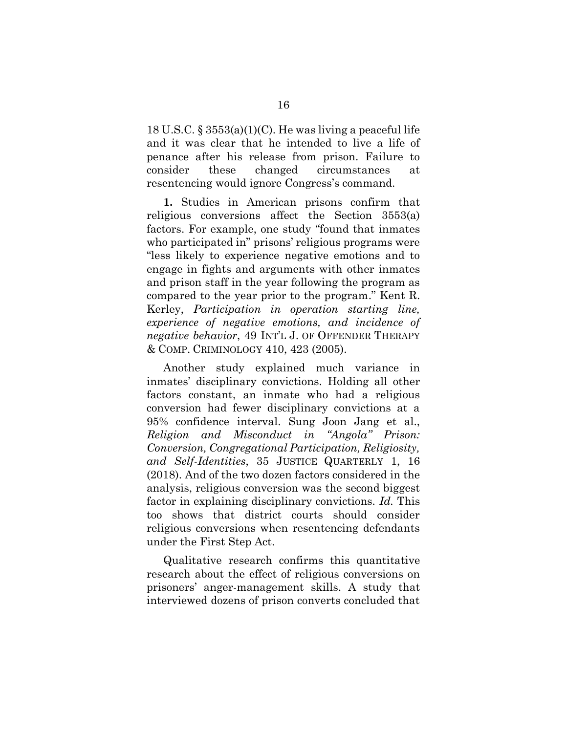18 U.S.C. § 3553(a)(1)(C). He was living a peaceful life and it was clear that he intended to live a life of penance after his release from prison. Failure to consider these changed circumstances at resentencing would ignore Congress's command.

**1.** Studies in American prisons confirm that religious conversions affect the Section 3553(a) factors. For example, one study "found that inmates who participated in" prisons' religious programs were "less likely to experience negative emotions and to engage in fights and arguments with other inmates and prison staff in the year following the program as compared to the year prior to the program." Kent R. Kerley, *Participation in operation starting line, experience of negative emotions, and incidence of negative behavior*, 49 INT'L J. OF OFFENDER THERAPY & COMP. CRIMINOLOGY 410, 423 (2005).

Another study explained much variance in inmates' disciplinary convictions. Holding all other factors constant, an inmate who had a religious conversion had fewer disciplinary convictions at a 95% confidence interval. Sung Joon Jang et al., *Religion and Misconduct in "Angola" Prison: Conversion, Congregational Participation, Religiosity, and Self-Identities*, 35 JUSTICE QUARTERLY 1, 16 (2018). And of the two dozen factors considered in the analysis, religious conversion was the second biggest factor in explaining disciplinary convictions. *Id.* This too shows that district courts should consider religious conversions when resentencing defendants under the First Step Act.

Qualitative research confirms this quantitative research about the effect of religious conversions on prisoners' anger-management skills. A study that interviewed dozens of prison converts concluded that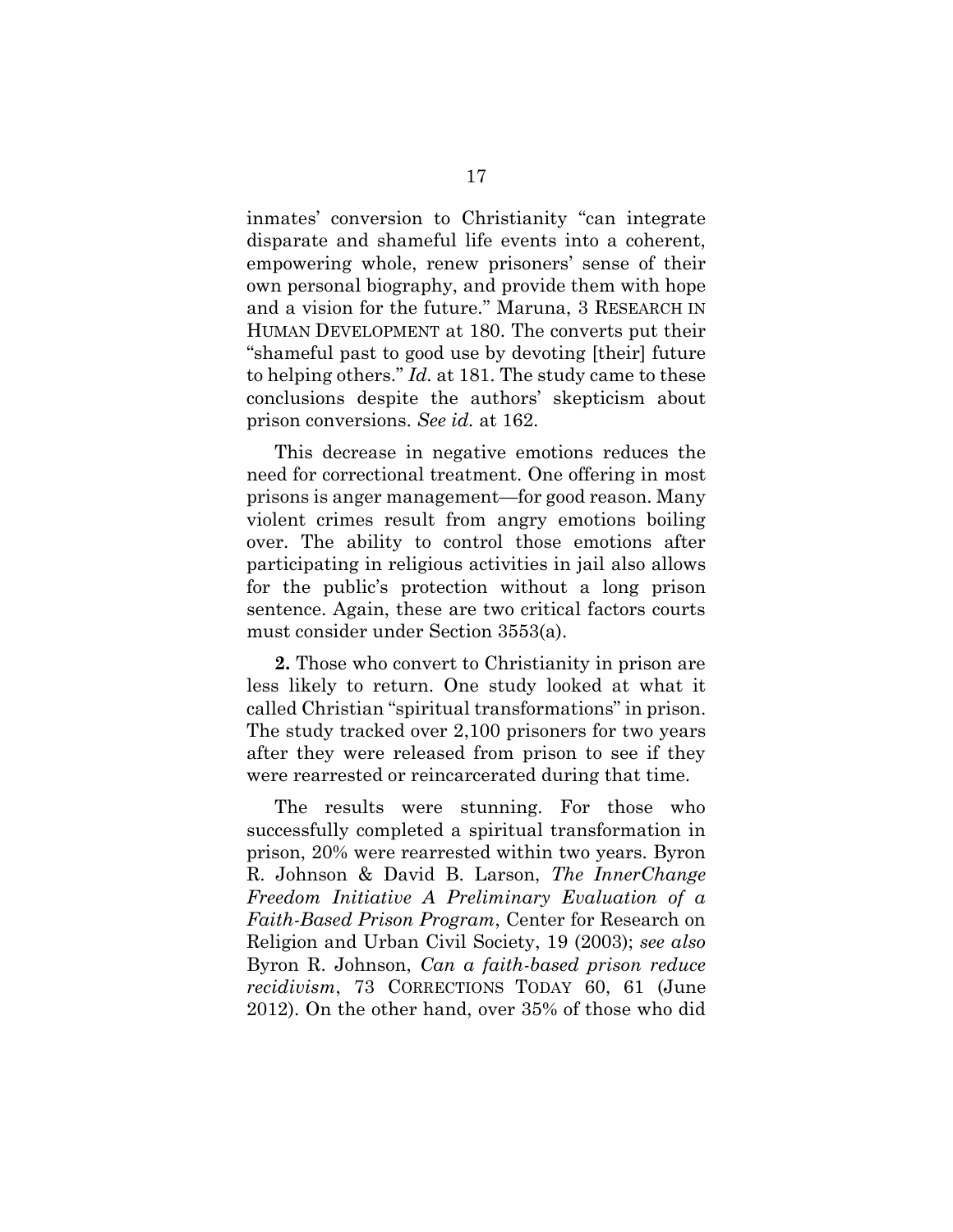inmates' conversion to Christianity "can integrate disparate and shameful life events into a coherent, empowering whole, renew prisoners' sense of their own personal biography, and provide them with hope and a vision for the future." Maruna, 3 RESEARCH IN HUMAN DEVELOPMENT at 180. The converts put their "shameful past to good use by devoting [their] future to helping others." *Id.* at 181. The study came to these conclusions despite the authors' skepticism about prison conversions. *See id.* at 162.

This decrease in negative emotions reduces the need for correctional treatment. One offering in most prisons is anger management—for good reason. Many violent crimes result from angry emotions boiling over. The ability to control those emotions after participating in religious activities in jail also allows for the public's protection without a long prison sentence. Again, these are two critical factors courts must consider under Section 3553(a).

**2.** Those who convert to Christianity in prison are less likely to return. One study looked at what it called Christian "spiritual transformations" in prison. The study tracked over 2,100 prisoners for two years after they were released from prison to see if they were rearrested or reincarcerated during that time.

The results were stunning. For those who successfully completed a spiritual transformation in prison, 20% were rearrested within two years. Byron R. Johnson & David B. Larson, *The InnerChange Freedom Initiative A Preliminary Evaluation of a Faith-Based Prison Program*, Center for Research on Religion and Urban Civil Society, 19 (2003); *see also* Byron R. Johnson, *Can a faith-based prison reduce recidivism*, 73 CORRECTIONS TODAY 60, 61 (June 2012). On the other hand, over 35% of those who did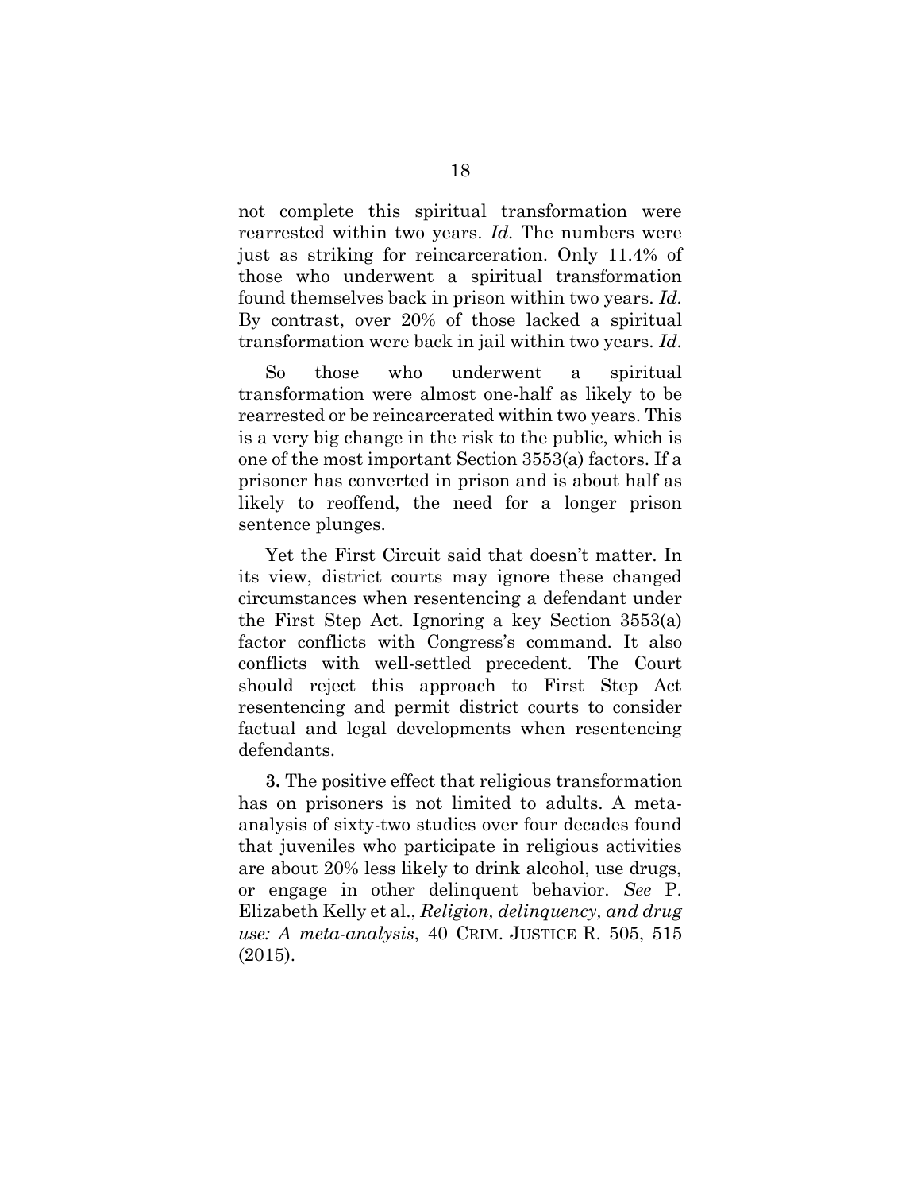not complete this spiritual transformation were rearrested within two years. *Id.* The numbers were just as striking for reincarceration. Only 11.4% of those who underwent a spiritual transformation found themselves back in prison within two years. *Id.* By contrast, over 20% of those lacked a spiritual transformation were back in jail within two years. *Id.*

So those who underwent a spiritual transformation were almost one-half as likely to be rearrested or be reincarcerated within two years. This is a very big change in the risk to the public, which is one of the most important Section 3553(a) factors. If a prisoner has converted in prison and is about half as likely to reoffend, the need for a longer prison sentence plunges.

Yet the First Circuit said that doesn't matter. In its view, district courts may ignore these changed circumstances when resentencing a defendant under the First Step Act. Ignoring a key Section 3553(a) factor conflicts with Congress's command. It also conflicts with well-settled precedent. The Court should reject this approach to First Step Act resentencing and permit district courts to consider factual and legal developments when resentencing defendants.

**3.** The positive effect that religious transformation has on prisoners is not limited to adults. A meta-analysis of sixty-two studies over four decades found that juveniles who participate in religious activities are about 20% less likely to drink alcohol, use drugs, or engage in other delinquent behavior. *See* P. Elizabeth Kelly et al., *Religion, delinquency, and drug use: A meta-analysis*, 40 CRIM. JUSTICE R. 505, 515 (2015).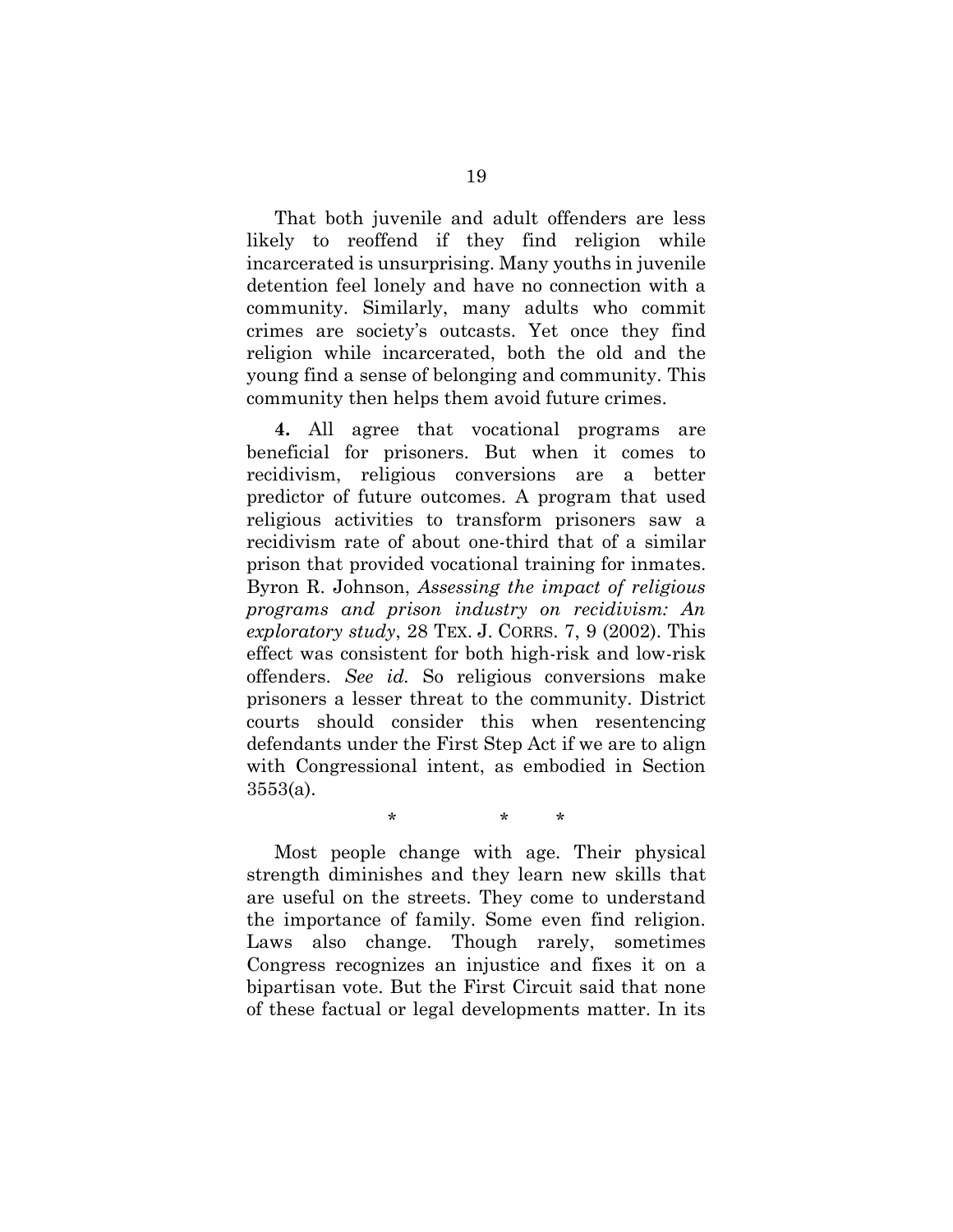That both juvenile and adult offenders are less likely to reoffend if they find religion while incarcerated is unsurprising. Many youths in juvenile detention feel lonely and have no connection with a community. Similarly, many adults who commit crimes are society's outcasts. Yet once they find religion while incarcerated, both the old and the young find a sense of belonging and community. This community then helps them avoid future crimes.

**4.** All agree that vocational programs are beneficial for prisoners. But when it comes to recidivism, religious conversions are a better predictor of future outcomes. A program that used religious activities to transform prisoners saw a recidivism rate of about one-third that of a similar prison that provided vocational training for inmates. Byron R. Johnson, *Assessing the impact of religious programs and prison industry on recidivism: An exploratory study*, 28 TEX. J. CORRS. 7, 9 (2002). This effect was consistent for both high-risk and low-risk offenders. *See id.* So religious conversions make prisoners a lesser threat to the community. District courts should consider this when resentencing defendants under the First Step Act if we are to align with Congressional intent, as embodied in Section 3553(a).

\* \* \*

Most people change with age. Their physical strength diminishes and they learn new skills that are useful on the streets. They come to understand the importance of family. Some even find religion. Laws also change. Though rarely, sometimes Congress recognizes an injustice and fixes it on a bipartisan vote. But the First Circuit said that none of these factual or legal developments matter. In its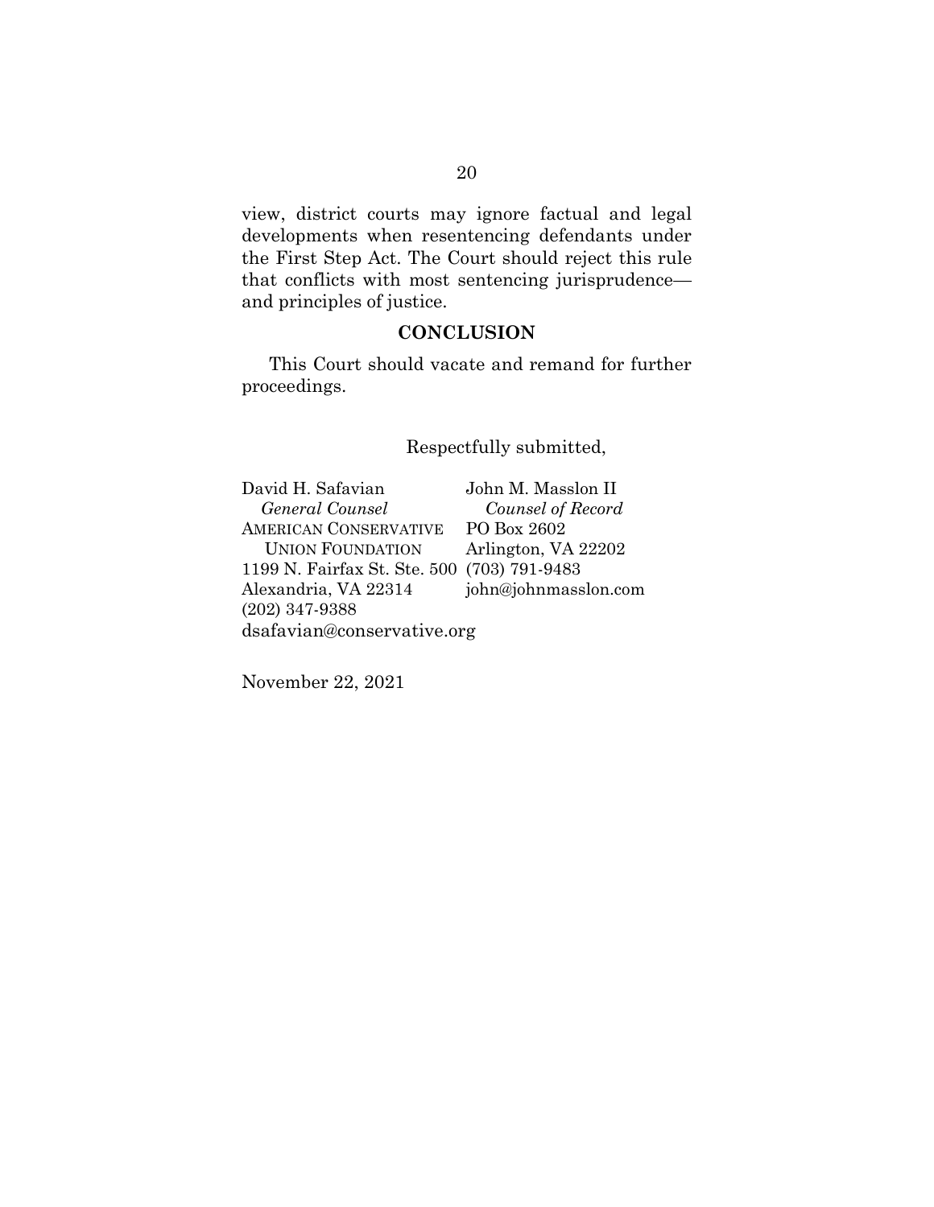view, district courts may ignore factual and legal developments when resentencing defendants under the First Step Act. The Court should reject this rule that conflicts with most sentencing jurisprudence—and principles of justice.

## CONCLUSION

This Court should vacate and remand for further proceedings.

Respectfully submitted,

David H. Safavian
*General Counsel*
AMERICAN CONSERVATIVE UNION FOUNDATION
1199 N. Fairfax St. Ste. 500
Alexandria, VA 22314
(202) 347-9388
dsafavian@conservative.org

John M. Masslon II
*Counsel of Record*
PO Box 2602
Arlington, VA 22202
(703) 791-9483
john@johnmasslon.com

November 22, 2021